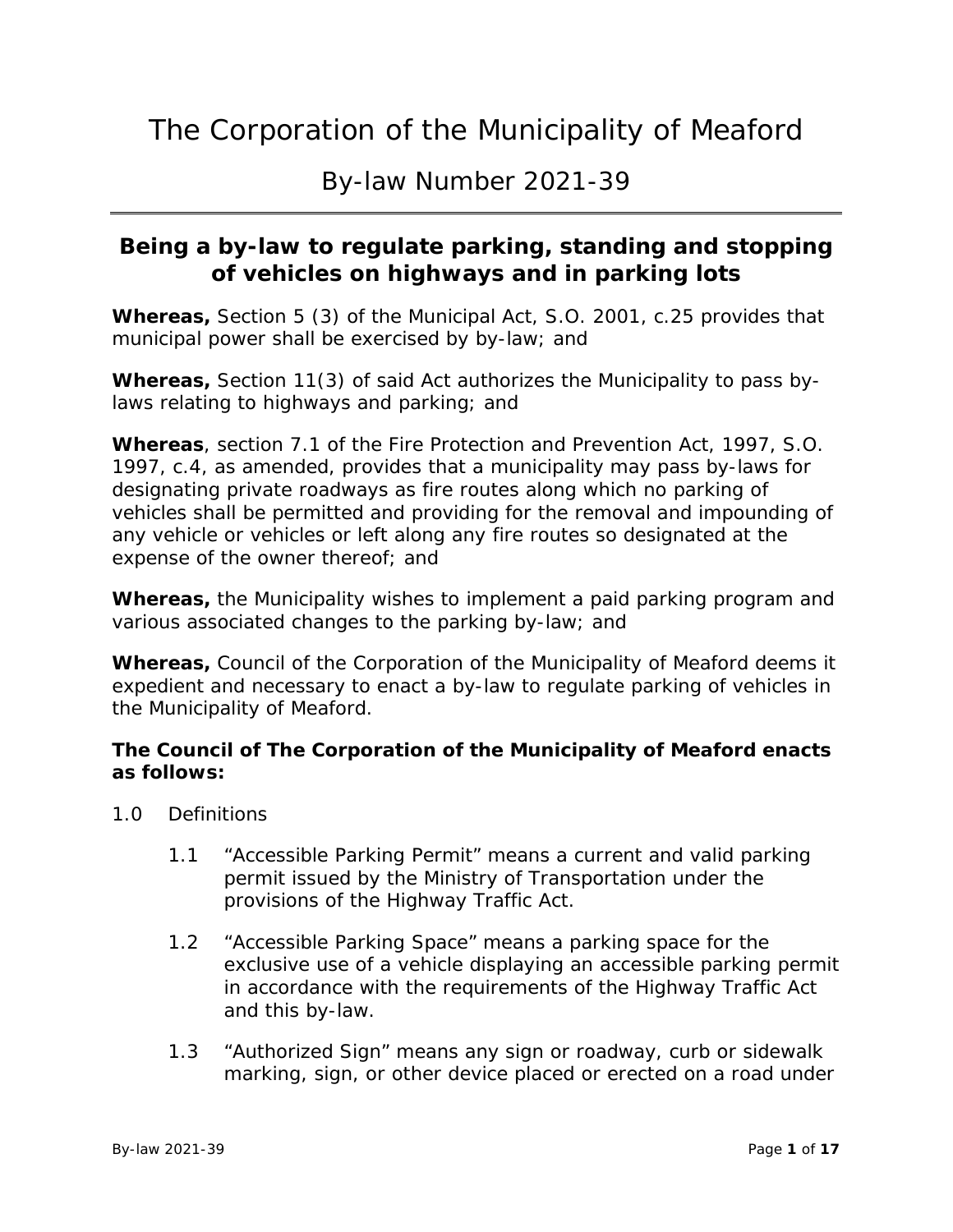# The Corporation of the Municipality of Meaford

## By-law Number 2021-39

### Being a by-law to regulate parking, standing and stopping of vehicles on highways and in parking lots

**Whereas,** Section 5 (3) of the Municipal Act, S.O. 2001, c.25 provides that municipal power shall be exercised by by-law; and

**Whereas,** Section 11(3) of said Act authorizes the Municipality to pass by-laws relating to highways and parking; and

**Whereas**, section 7.1 of the Fire Protection and Prevention Act, 1997, S.O. 1997, c.4, as amended, provides that a municipality may pass by-laws for designating private roadways as fire routes along which no parking of vehicles shall be permitted and providing for the removal and impounding of any vehicle or vehicles or left along any fire routes so designated at the expense of the owner thereof; and

**Whereas,** the Municipality wishes to implement a paid parking program and various associated changes to the parking by-law; and

**Whereas,** Council of the Corporation of the Municipality of Meaford deems it expedient and necessary to enact a by-law to regulate parking of vehicles in the Municipality of Meaford.

**The Council of The Corporation of the Municipality of Meaford enacts as follows:**

1.0 Definitions

1.1 "Accessible Parking Permit" means a current and valid parking permit issued by the Ministry of Transportation under the provisions of the Highway Traffic Act.

1.2 "Accessible Parking Space" means a parking space for the exclusive use of a vehicle displaying an accessible parking permit in accordance with the requirements of the Highway Traffic Act and this by-law.

1.3 "Authorized Sign" means any sign or roadway, curb or sidewalk marking, sign, or other device placed or erected on a road under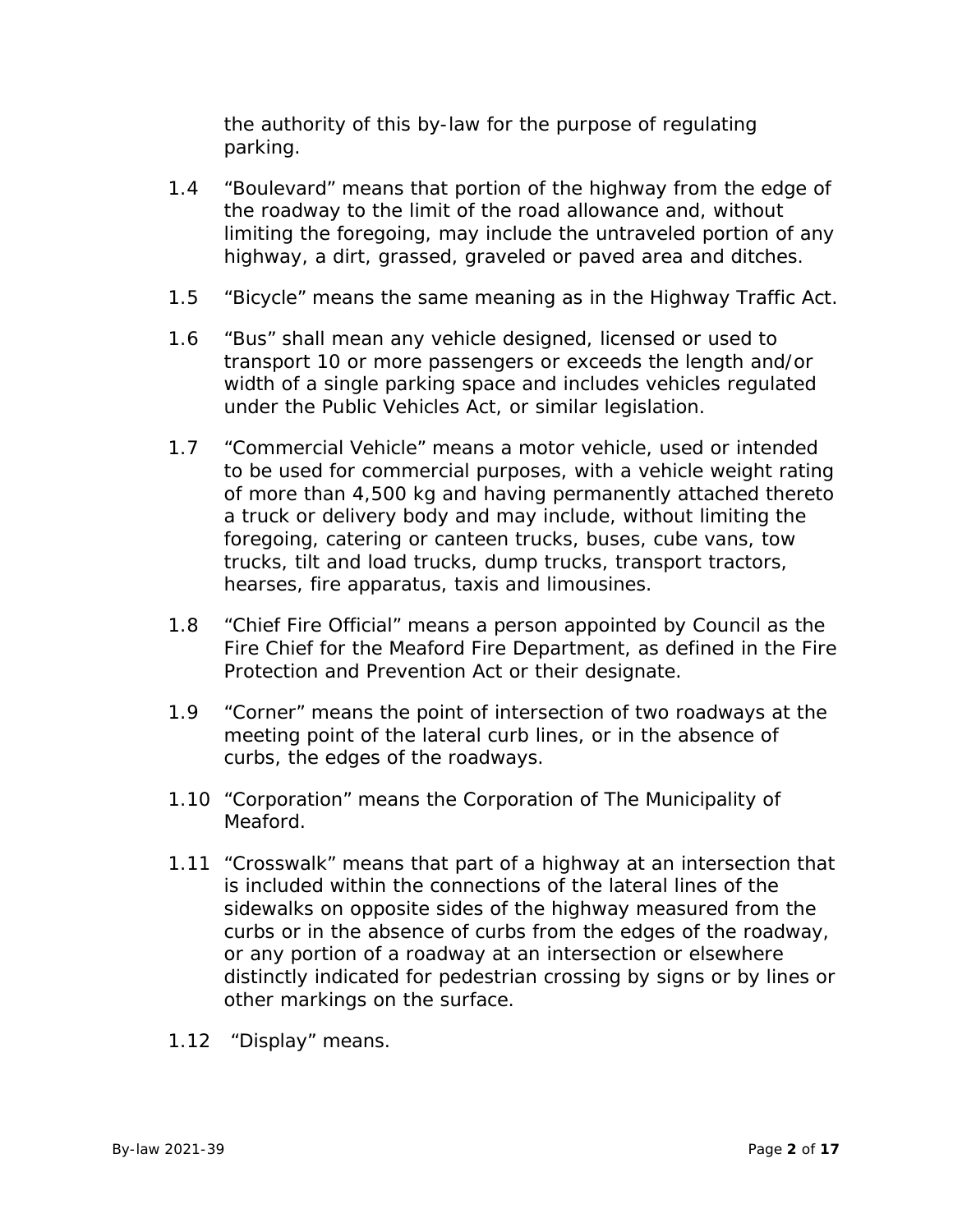the authority of this by-law for the purpose of regulating parking.

1.4 “Boulevard” means that portion of the highway from the edge of the roadway to the limit of the road allowance and, without limiting the foregoing, may include the untraveled portion of any highway, a dirt, grassed, graveled or paved area and ditches.

1.5 “Bicycle” means the same meaning as in the Highway Traffic Act.

1.6 “Bus” shall mean any vehicle designed, licensed or used to transport 10 or more passengers or exceeds the length and/or width of a single parking space and includes vehicles regulated under the Public Vehicles Act, or similar legislation.

1.7 “Commercial Vehicle” means a motor vehicle, used or intended to be used for commercial purposes, with a vehicle weight rating of more than 4,500 kg and having permanently attached thereto a truck or delivery body and may include, without limiting the foregoing, catering or canteen trucks, buses, cube vans, tow trucks, tilt and load trucks, dump trucks, transport tractors, hearses, fire apparatus, taxis and limousines.

1.8 “Chief Fire Official” means a person appointed by Council as the Fire Chief for the Meaford Fire Department, as defined in the Fire Protection and Prevention Act or their designate.

1.9 “Corner” means the point of intersection of two roadways at the meeting point of the lateral curb lines, or in the absence of curbs, the edges of the roadways.

1.10 “Corporation” means the Corporation of The Municipality of Meaford.

1.11 “Crosswalk” means that part of a highway at an intersection that is included within the connections of the lateral lines of the sidewalks on opposite sides of the highway measured from the curbs or in the absence of curbs from the edges of the roadway, or any portion of a roadway at an intersection or elsewhere distinctly indicated for pedestrian crossing by signs or by lines or other markings on the surface.

1.12 “Display” means.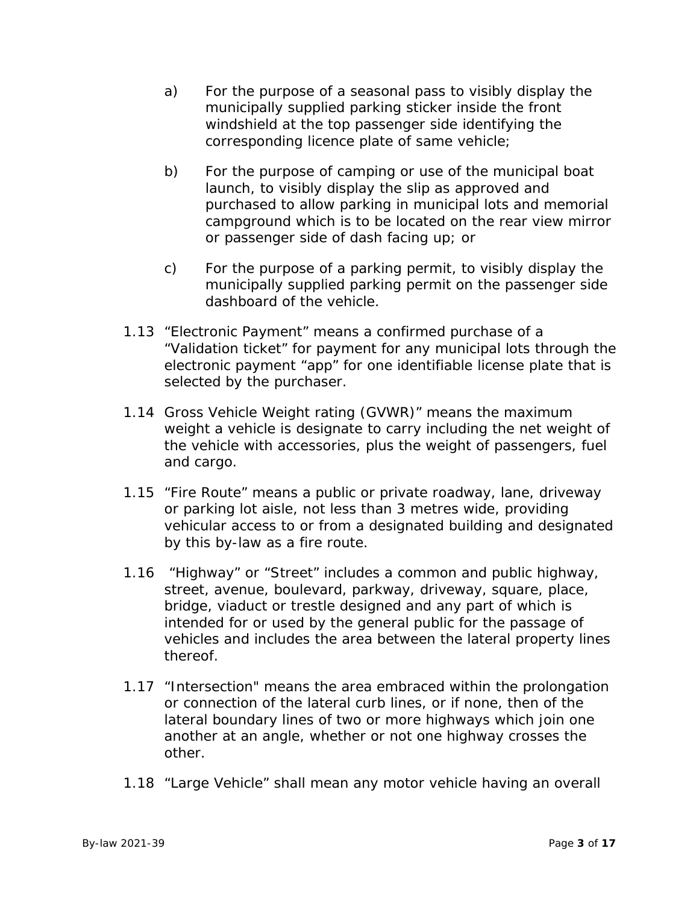a) For the purpose of a seasonal pass to visibly display the municipally supplied parking sticker inside the front windshield at the top passenger side identifying the corresponding licence plate of same vehicle;

b) For the purpose of camping or use of the municipal boat launch, to visibly display the slip as approved and purchased to allow parking in municipal lots and memorial campground which is to be located on the rear view mirror or passenger side of dash facing up; or

c) For the purpose of a parking permit, to visibly display the municipally supplied parking permit on the passenger side dashboard of the vehicle.

1.13 “Electronic Payment” means a confirmed purchase of a “Validation ticket” for payment for any municipal lots through the electronic payment “app” for one identifiable license plate that is selected by the purchaser.

1.14 Gross Vehicle Weight rating (GVWR)” means the maximum weight a vehicle is designate to carry including the net weight of the vehicle with accessories, plus the weight of passengers, fuel and cargo.

1.15 “Fire Route” means a public or private roadway, lane, driveway or parking lot aisle, not less than 3 metres wide, providing vehicular access to or from a designated building and designated by this by-law as a fire route.

1.16 “Highway” or “Street” includes a common and public highway, street, avenue, boulevard, parkway, driveway, square, place, bridge, viaduct or trestle designed and any part of which is intended for or used by the general public for the passage of vehicles and includes the area between the lateral property lines thereof.

1.17 “Intersection" means the area embraced within the prolongation or connection of the lateral curb lines, or if none, then of the lateral boundary lines of two or more highways which join one another at an angle, whether or not one highway crosses the other.

1.18 “Large Vehicle” shall mean any motor vehicle having an overall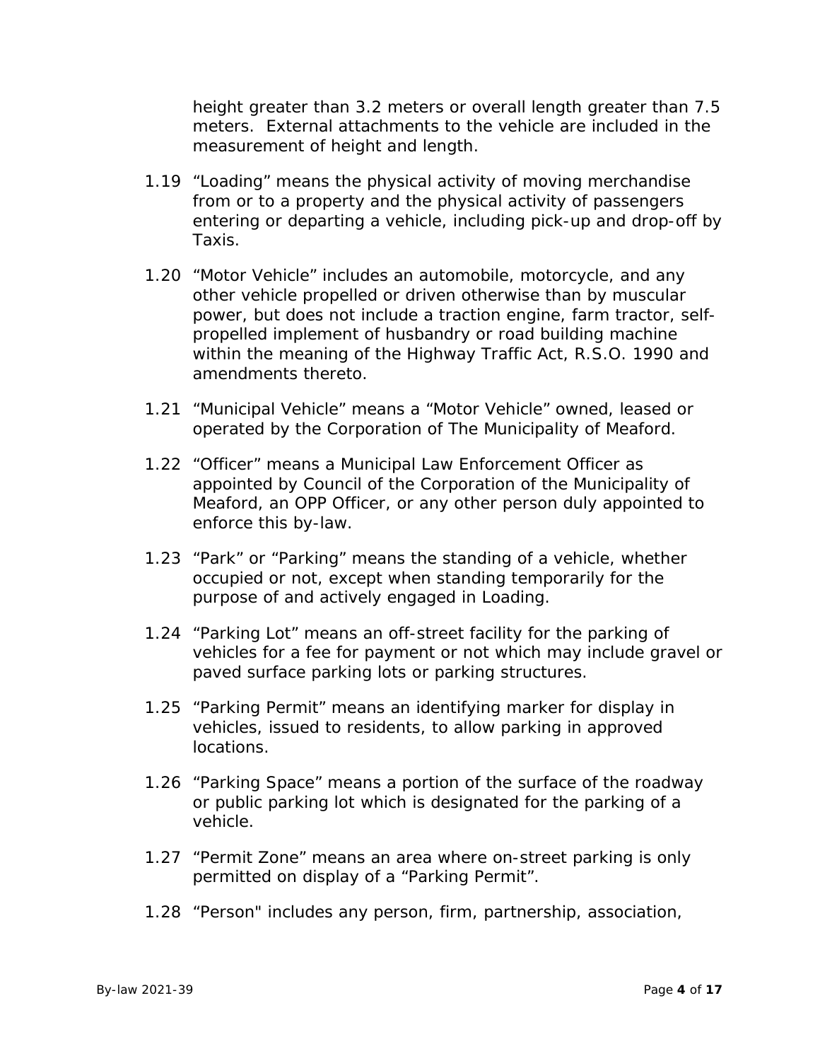height greater than 3.2 meters or overall length greater than 7.5 meters. External attachments to the vehicle are included in the measurement of height and length.

1.19 “Loading” means the physical activity of moving merchandise from or to a property and the physical activity of passengers entering or departing a vehicle, including pick-up and drop-off by Taxis.

1.20 “Motor Vehicle” includes an automobile, motorcycle, and any other vehicle propelled or driven otherwise than by muscular power, but does not include a traction engine, farm tractor, self-propelled implement of husbandry or road building machine within the meaning of the Highway Traffic Act, R.S.O. 1990 and amendments thereto.

1.21 “Municipal Vehicle” means a “Motor Vehicle” owned, leased or operated by the Corporation of The Municipality of Meaford.

1.22 “Officer” means a Municipal Law Enforcement Officer as appointed by Council of the Corporation of the Municipality of Meaford, an OPP Officer, or any other person duly appointed to enforce this by-law.

1.23 “Park” or “Parking” means the standing of a vehicle, whether occupied or not, except when standing temporarily for the purpose of and actively engaged in Loading.

1.24 “Parking Lot” means an off-street facility for the parking of vehicles for a fee for payment or not which may include gravel or paved surface parking lots or parking structures.

1.25 “Parking Permit” means an identifying marker for display in vehicles, issued to residents, to allow parking in approved locations.

1.26 “Parking Space” means a portion of the surface of the roadway or public parking lot which is designated for the parking of a vehicle.

1.27 “Permit Zone” means an area where on-street parking is only permitted on display of a “Parking Permit”.

1.28 “Person" includes any person, firm, partnership, association,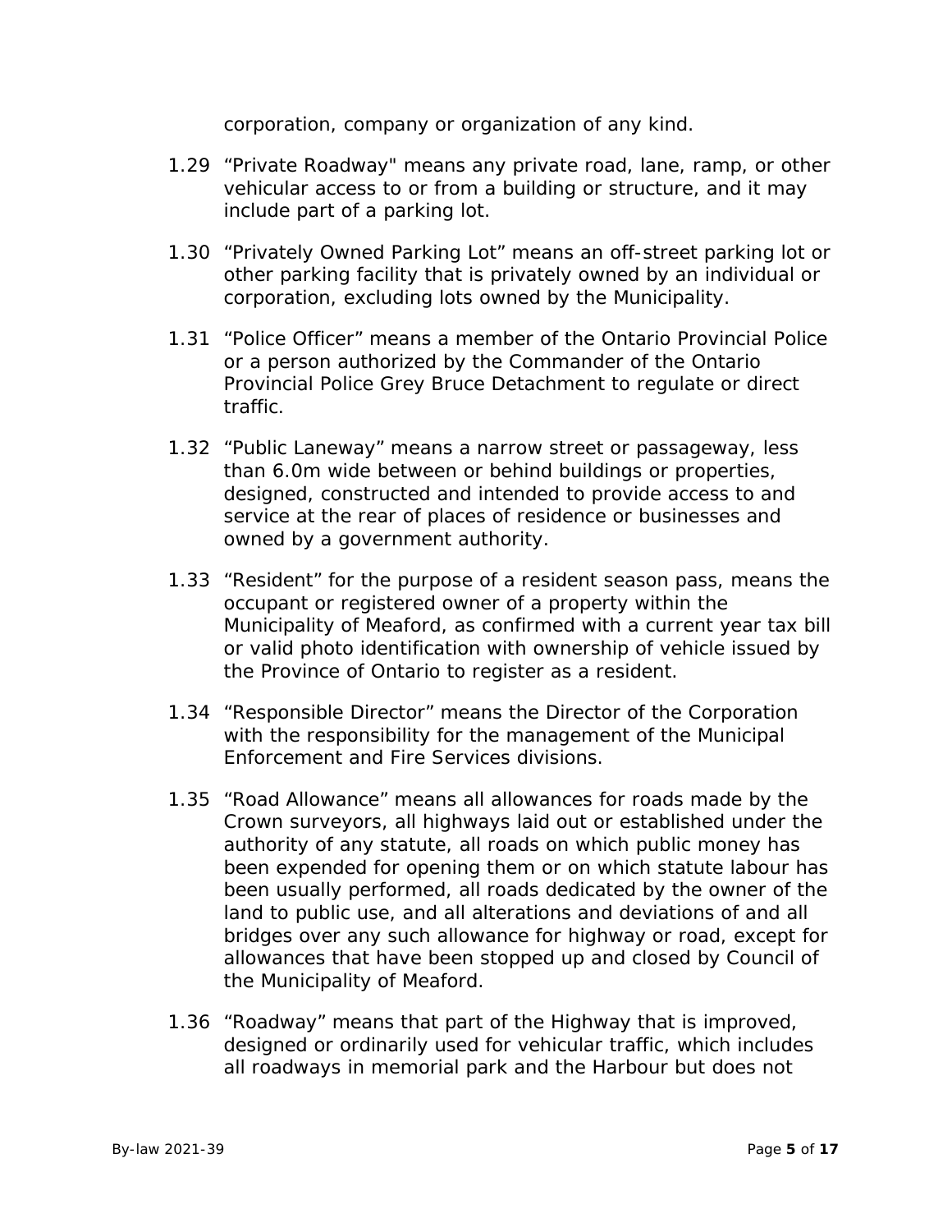corporation, company or organization of any kind.

1.29 "Private Roadway" means any private road, lane, ramp, or other vehicular access to or from a building or structure, and it may include part of a parking lot.

1.30 "Privately Owned Parking Lot" means an off-street parking lot or other parking facility that is privately owned by an individual or corporation, excluding lots owned by the Municipality.

1.31 "Police Officer" means a member of the Ontario Provincial Police or a person authorized by the Commander of the Ontario Provincial Police Grey Bruce Detachment to regulate or direct traffic.

1.32 "Public Laneway" means a narrow street or passageway, less than 6.0m wide between or behind buildings or properties, designed, constructed and intended to provide access to and service at the rear of places of residence or businesses and owned by a government authority.

1.33 "Resident" for the purpose of a resident season pass, means the occupant or registered owner of a property within the Municipality of Meaford, as confirmed with a current year tax bill or valid photo identification with ownership of vehicle issued by the Province of Ontario to register as a resident.

1.34 "Responsible Director" means the Director of the Corporation with the responsibility for the management of the Municipal Enforcement and Fire Services divisions.

1.35 "Road Allowance" means all allowances for roads made by the Crown surveyors, all highways laid out or established under the authority of any statute, all roads on which public money has been expended for opening them or on which statute labour has been usually performed, all roads dedicated by the owner of the land to public use, and all alterations and deviations of and all bridges over any such allowance for highway or road, except for allowances that have been stopped up and closed by Council of the Municipality of Meaford.

1.36 "Roadway" means that part of the Highway that is improved, designed or ordinarily used for vehicular traffic, which includes all roadways in memorial park and the Harbour but does not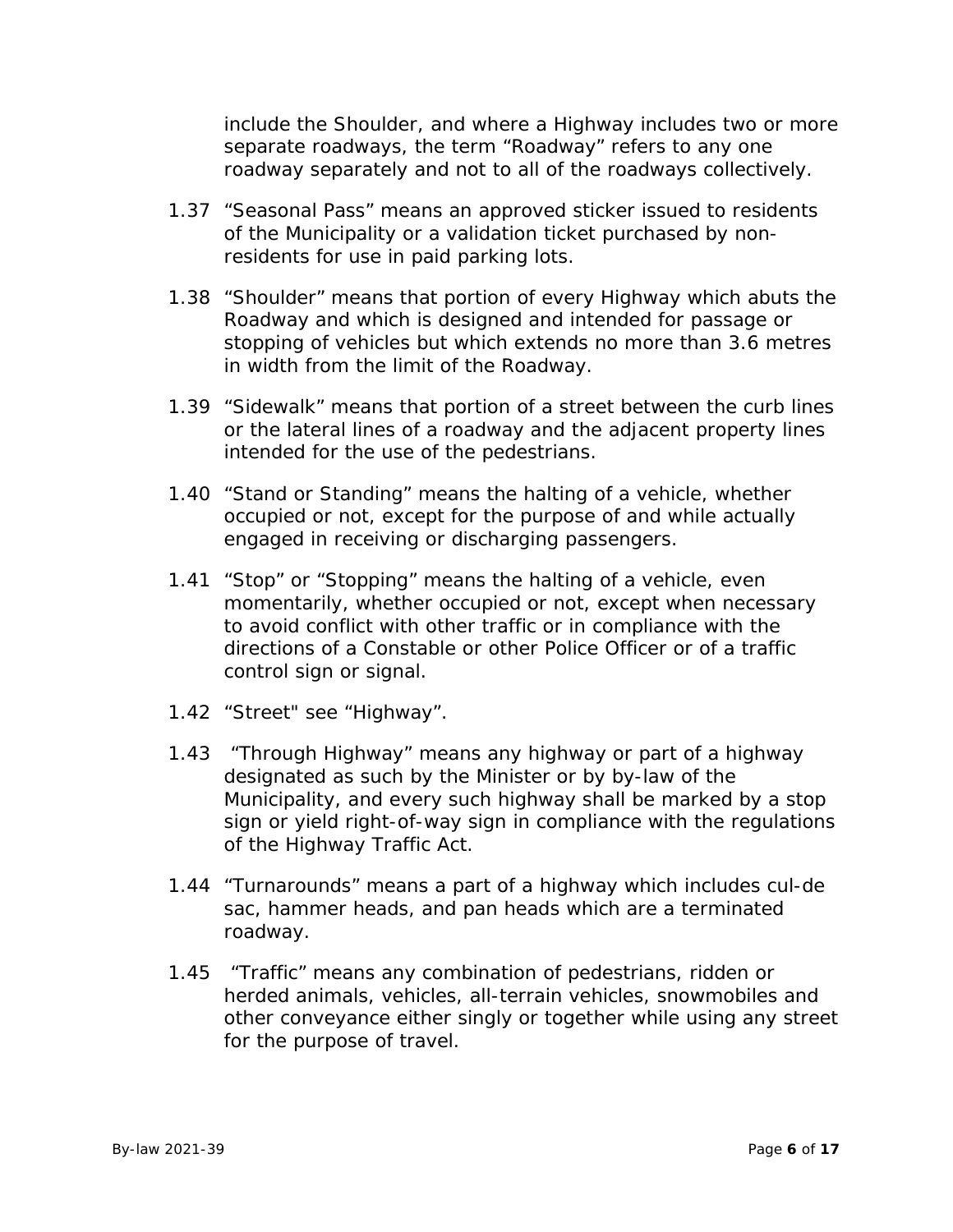include the Shoulder, and where a Highway includes two or more separate roadways, the term "Roadway" refers to any one roadway separately and not to all of the roadways collectively.

1.37 "Seasonal Pass" means an approved sticker issued to residents of the Municipality or a validation ticket purchased by non-residents for use in paid parking lots.

1.38 "Shoulder" means that portion of every Highway which abuts the Roadway and which is designed and intended for passage or stopping of vehicles but which extends no more than 3.6 metres in width from the limit of the Roadway.

1.39 "Sidewalk" means that portion of a street between the curb lines or the lateral lines of a roadway and the adjacent property lines intended for the use of the pedestrians.

1.40 "Stand or Standing" means the halting of a vehicle, whether occupied or not, except for the purpose of and while actually engaged in receiving or discharging passengers.

1.41 "Stop" or "Stopping" means the halting of a vehicle, even momentarily, whether occupied or not, except when necessary to avoid conflict with other traffic or in compliance with the directions of a Constable or other Police Officer or of a traffic control sign or signal.

1.42 "Street" see "Highway".

1.43 "Through Highway" means any highway or part of a highway designated as such by the Minister or by by-law of the Municipality, and every such highway shall be marked by a stop sign or yield right-of-way sign in compliance with the regulations of the Highway Traffic Act.

1.44 "Turnarounds" means a part of a highway which includes cul-de sac, hammer heads, and pan heads which are a terminated roadway.

1.45 "Traffic" means any combination of pedestrians, ridden or herded animals, vehicles, all-terrain vehicles, snowmobiles and other conveyance either singly or together while using any street for the purpose of travel.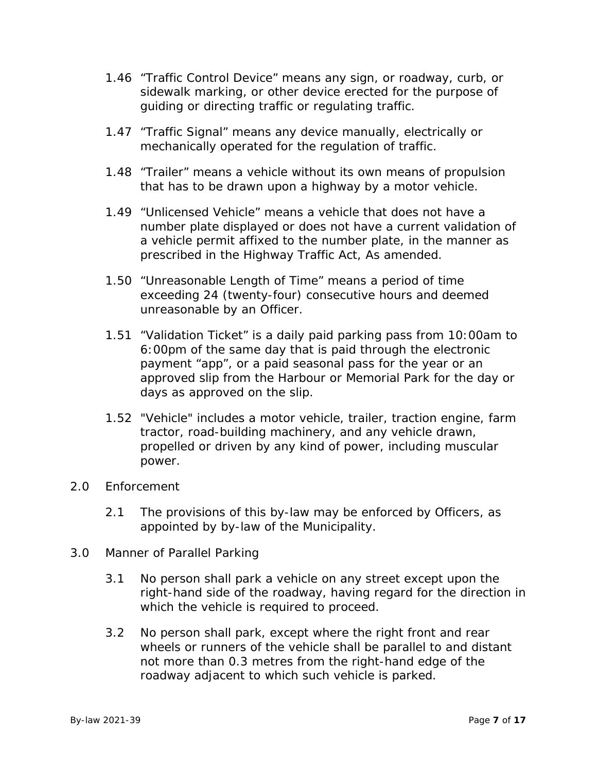1.46 "Traffic Control Device" means any sign, or roadway, curb, or sidewalk marking, or other device erected for the purpose of guiding or directing traffic or regulating traffic.

1.47 "Traffic Signal" means any device manually, electrically or mechanically operated for the regulation of traffic.

1.48 "Trailer" means a vehicle without its own means of propulsion that has to be drawn upon a highway by a motor vehicle.

1.49 "Unlicensed Vehicle" means a vehicle that does not have a number plate displayed or does not have a current validation of a vehicle permit affixed to the number plate, in the manner as prescribed in the Highway Traffic Act, As amended.

1.50 "Unreasonable Length of Time" means a period of time exceeding 24 (twenty-four) consecutive hours and deemed unreasonable by an Officer.

1.51 "Validation Ticket" is a daily paid parking pass from 10:00am to 6:00pm of the same day that is paid through the electronic payment "app", or a paid seasonal pass for the year or an approved slip from the Harbour or Memorial Park for the day or days as approved on the slip.

1.52 "Vehicle" includes a motor vehicle, trailer, traction engine, farm tractor, road-building machinery, and any vehicle drawn, propelled or driven by any kind of power, including muscular power.

## 2.0 Enforcement

2.1 The provisions of this by-law may be enforced by Officers, as appointed by by-law of the Municipality.

## 3.0 Manner of Parallel Parking

3.1 No person shall park a vehicle on any street except upon the right-hand side of the roadway, having regard for the direction in which the vehicle is required to proceed.

3.2 No person shall park, except where the right front and rear wheels or runners of the vehicle shall be parallel to and distant not more than 0.3 metres from the right-hand edge of the roadway adjacent to which such vehicle is parked.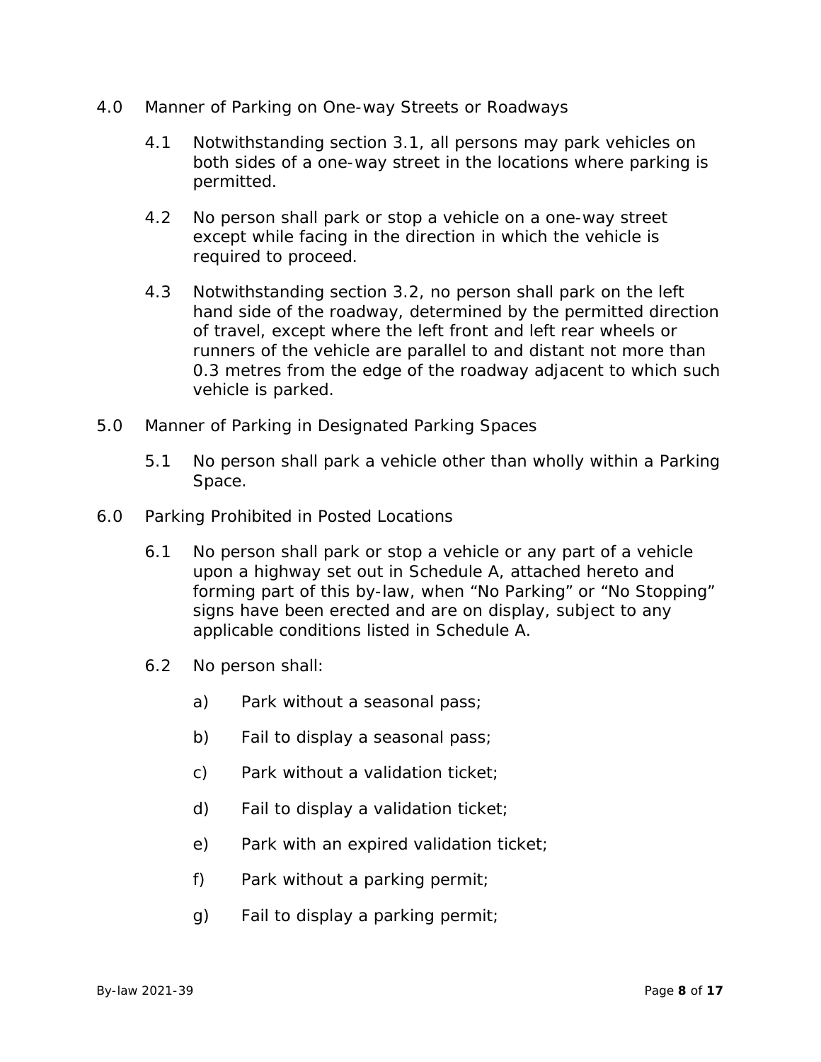## 4.0 Manner of Parking on One-way Streets or Roadways

4.1 Notwithstanding section 3.1, all persons may park vehicles on both sides of a one-way street in the locations where parking is permitted.

4.2 No person shall park or stop a vehicle on a one-way street except while facing in the direction in which the vehicle is required to proceed.

4.3 Notwithstanding section 3.2, no person shall park on the left hand side of the roadway, determined by the permitted direction of travel, except where the left front and left rear wheels or runners of the vehicle are parallel to and distant not more than 0.3 metres from the edge of the roadway adjacent to which such vehicle is parked.

## 5.0 Manner of Parking in Designated Parking Spaces

5.1 No person shall park a vehicle other than wholly within a Parking Space.

## 6.0 Parking Prohibited in Posted Locations

6.1 No person shall park or stop a vehicle or any part of a vehicle upon a highway set out in Schedule A, attached hereto and forming part of this by-law, when “No Parking” or “No Stopping” signs have been erected and are on display, subject to any applicable conditions listed in Schedule A.

6.2 No person shall:

a) Park without a seasonal pass;

b) Fail to display a seasonal pass;

c) Park without a validation ticket;

d) Fail to display a validation ticket;

e) Park with an expired validation ticket;

f) Park without a parking permit;

g) Fail to display a parking permit;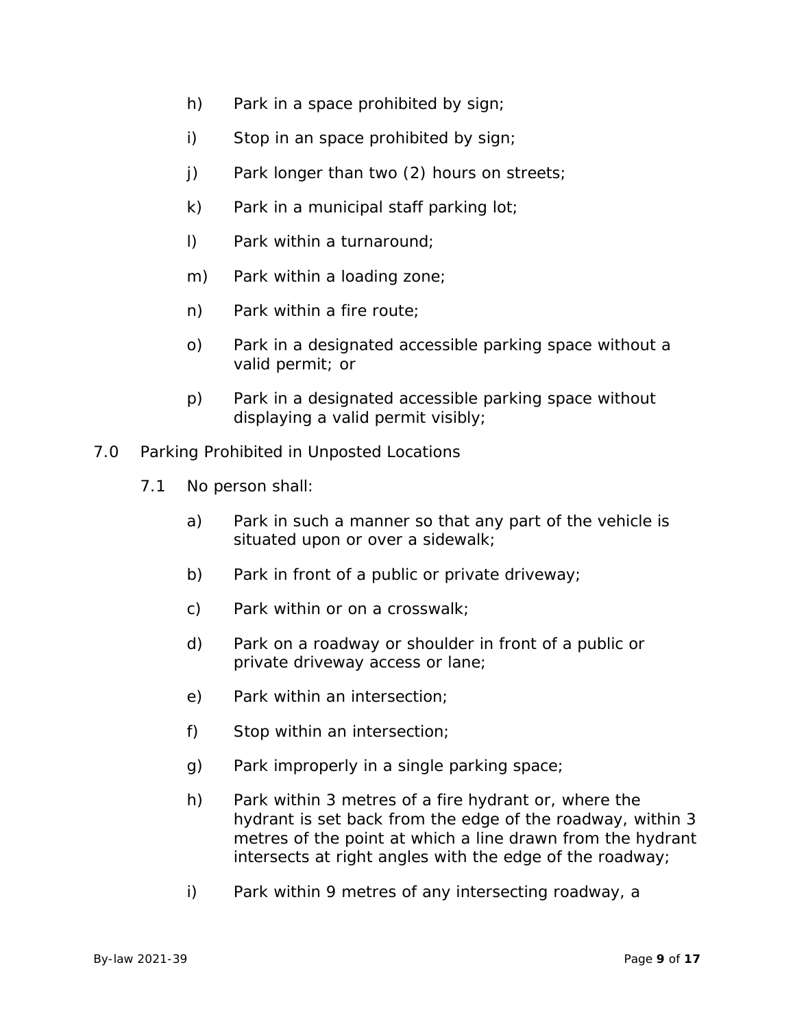h) Park in a space prohibited by sign;

i) Stop in an space prohibited by sign;

j) Park longer than two (2) hours on streets;

k) Park in a municipal staff parking lot;

l) Park within a turnaround;

m) Park within a loading zone;

n) Park within a fire route;

o) Park in a designated accessible parking space without a valid permit; or

p) Park in a designated accessible parking space without displaying a valid permit visibly;

## 7.0 Parking Prohibited in Unposted Locations

7.1 No person shall:

a) Park in such a manner so that any part of the vehicle is situated upon or over a sidewalk;

b) Park in front of a public or private driveway;

c) Park within or on a crosswalk;

d) Park on a roadway or shoulder in front of a public or private driveway access or lane;

e) Park within an intersection;

f) Stop within an intersection;

g) Park improperly in a single parking space;

h) Park within 3 metres of a fire hydrant or, where the hydrant is set back from the edge of the roadway, within 3 metres of the point at which a line drawn from the hydrant intersects at right angles with the edge of the roadway;

i) Park within 9 metres of any intersecting roadway, a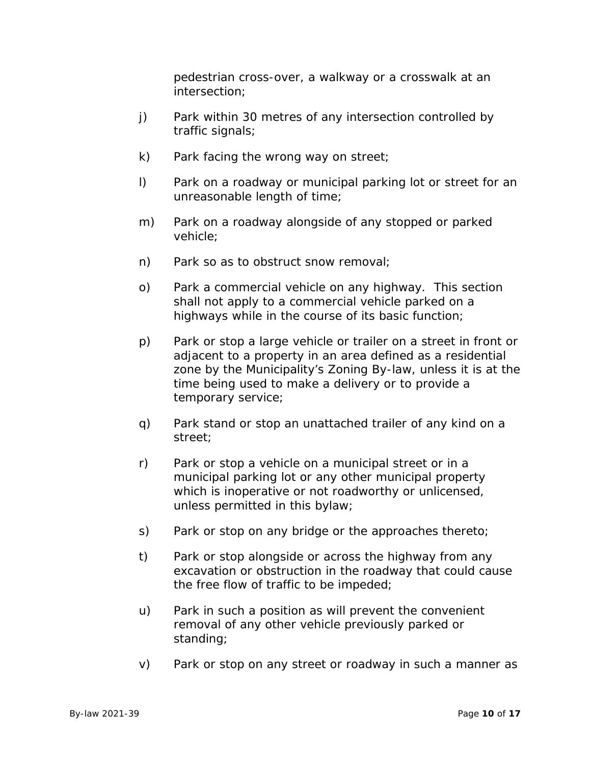pedestrian cross-over, a walkway or a crosswalk at an intersection;

j) Park within 30 metres of any intersection controlled by traffic signals;

k) Park facing the wrong way on street;

l) Park on a roadway or municipal parking lot or street for an unreasonable length of time;

m) Park on a roadway alongside of any stopped or parked vehicle;

n) Park so as to obstruct snow removal;

o) Park a commercial vehicle on any highway. This section shall not apply to a commercial vehicle parked on a highways while in the course of its basic function;

p) Park or stop a large vehicle or trailer on a street in front or adjacent to a property in an area defined as a residential zone by the Municipality's Zoning By-law, unless it is at the time being used to make a delivery or to provide a temporary service;

q) Park stand or stop an unattached trailer of any kind on a street;

r) Park or stop a vehicle on a municipal street or in a municipal parking lot or any other municipal property which is inoperative or not roadworthy or unlicensed, unless permitted in this bylaw;

s) Park or stop on any bridge or the approaches thereto;

t) Park or stop alongside or across the highway from any excavation or obstruction in the roadway that could cause the free flow of traffic to be impeded;

u) Park in such a position as will prevent the convenient removal of any other vehicle previously parked or standing;

v) Park or stop on any street or roadway in such a manner as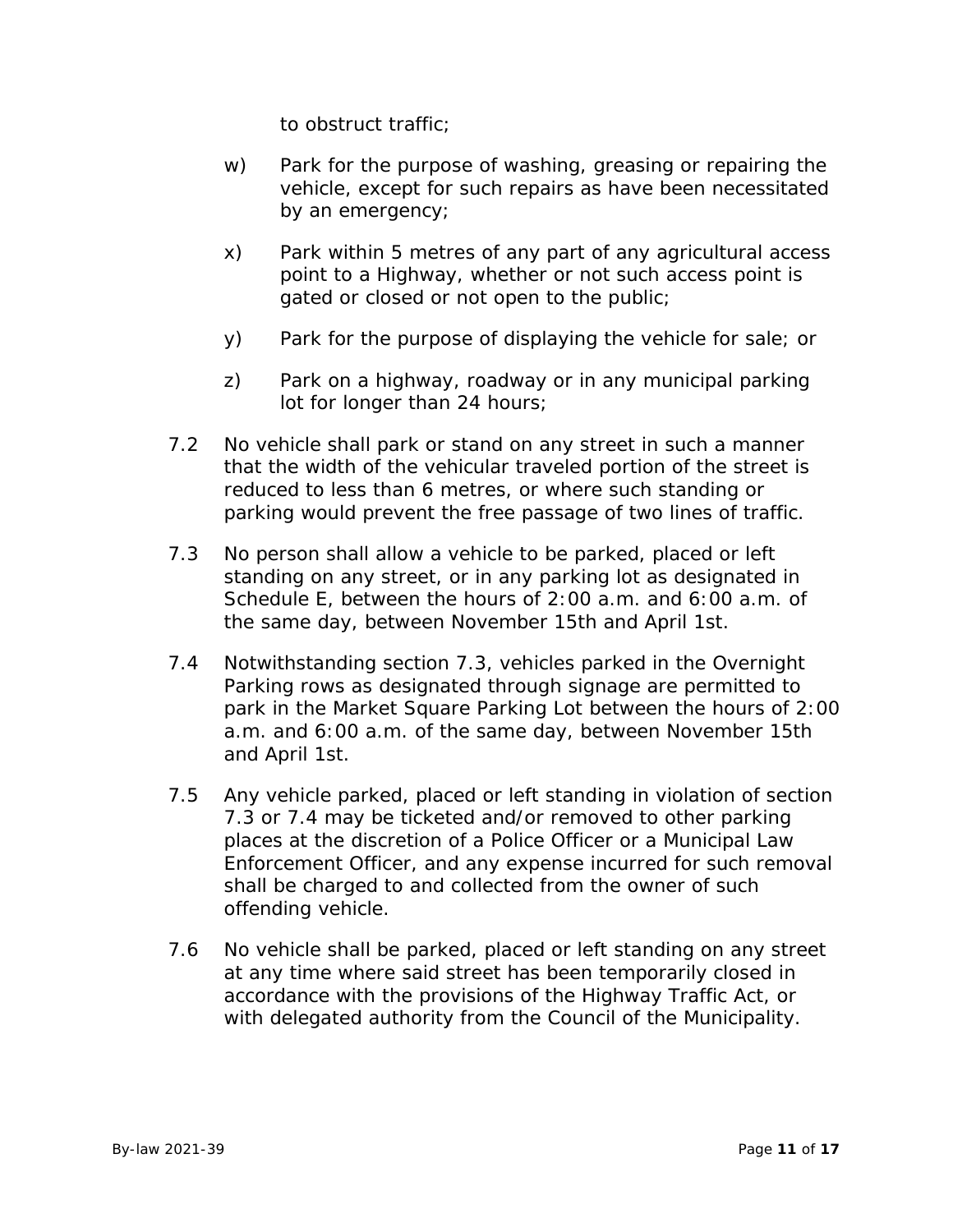to obstruct traffic;

w) Park for the purpose of washing, greasing or repairing the vehicle, except for such repairs as have been necessitated by an emergency;

x) Park within 5 metres of any part of any agricultural access point to a Highway, whether or not such access point is gated or closed or not open to the public;

y) Park for the purpose of displaying the vehicle for sale; or

z) Park on a highway, roadway or in any municipal parking lot for longer than 24 hours;

7.2 No vehicle shall park or stand on any street in such a manner that the width of the vehicular traveled portion of the street is reduced to less than 6 metres, or where such standing or parking would prevent the free passage of two lines of traffic.

7.3 No person shall allow a vehicle to be parked, placed or left standing on any street, or in any parking lot as designated in Schedule E, between the hours of 2:00 a.m. and 6:00 a.m. of the same day, between November 15th and April 1st.

7.4 Notwithstanding section 7.3, vehicles parked in the Overnight Parking rows as designated through signage are permitted to park in the Market Square Parking Lot between the hours of 2:00 a.m. and 6:00 a.m. of the same day, between November 15th and April 1st.

7.5 Any vehicle parked, placed or left standing in violation of section 7.3 or 7.4 may be ticketed and/or removed to other parking places at the discretion of a Police Officer or a Municipal Law Enforcement Officer, and any expense incurred for such removal shall be charged to and collected from the owner of such offending vehicle.

7.6 No vehicle shall be parked, placed or left standing on any street at any time where said street has been temporarily closed in accordance with the provisions of the Highway Traffic Act, or with delegated authority from the Council of the Municipality.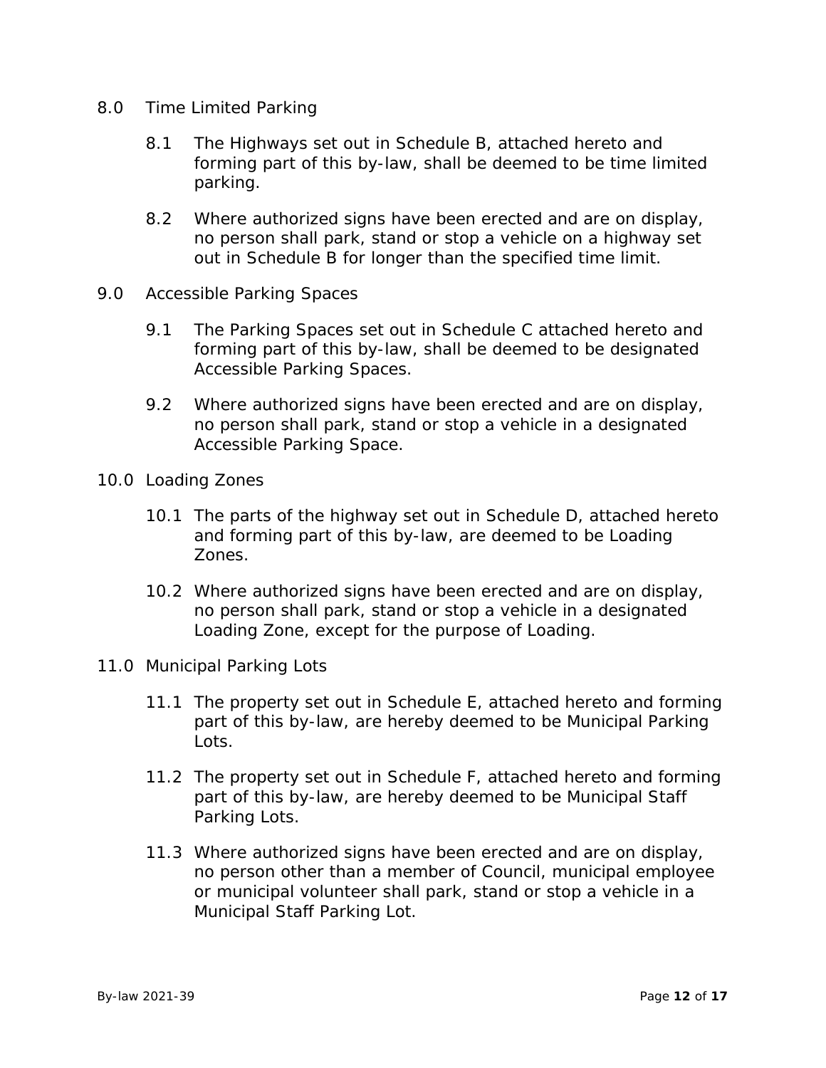## 8.0 Time Limited Parking

8.1 The Highways set out in Schedule B, attached hereto and forming part of this by-law, shall be deemed to be time limited parking.

8.2 Where authorized signs have been erected and are on display, no person shall park, stand or stop a vehicle on a highway set out in Schedule B for longer than the specified time limit.

## 9.0 Accessible Parking Spaces

9.1 The Parking Spaces set out in Schedule C attached hereto and forming part of this by-law, shall be deemed to be designated Accessible Parking Spaces.

9.2 Where authorized signs have been erected and are on display, no person shall park, stand or stop a vehicle in a designated Accessible Parking Space.

## 10.0 Loading Zones

10.1 The parts of the highway set out in Schedule D, attached hereto and forming part of this by-law, are deemed to be Loading Zones.

10.2 Where authorized signs have been erected and are on display, no person shall park, stand or stop a vehicle in a designated Loading Zone, except for the purpose of Loading.

## 11.0 Municipal Parking Lots

11.1 The property set out in Schedule E, attached hereto and forming part of this by-law, are hereby deemed to be Municipal Parking Lots.

11.2 The property set out in Schedule F, attached hereto and forming part of this by-law, are hereby deemed to be Municipal Staff Parking Lots.

11.3 Where authorized signs have been erected and are on display, no person other than a member of Council, municipal employee or municipal volunteer shall park, stand or stop a vehicle in a Municipal Staff Parking Lot.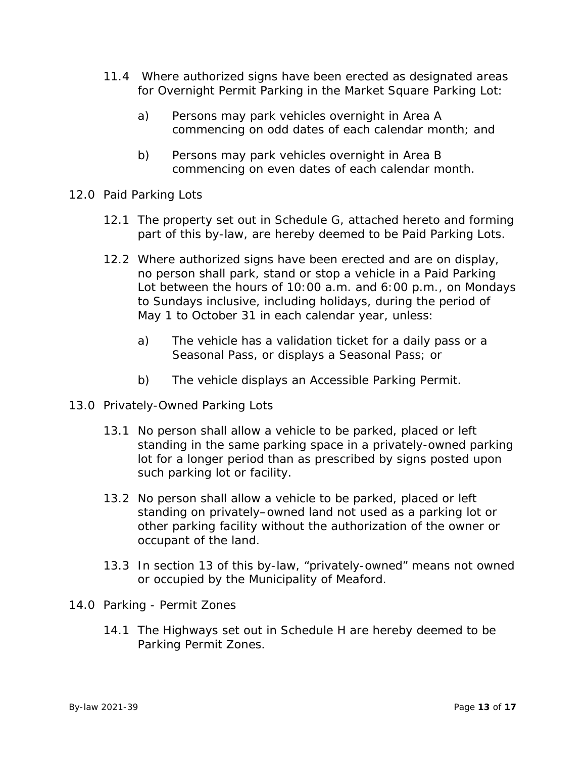11.4 Where authorized signs have been erected as designated areas for Overnight Permit Parking in the Market Square Parking Lot:

a) Persons may park vehicles overnight in Area A commencing on odd dates of each calendar month; and

b) Persons may park vehicles overnight in Area B commencing on even dates of each calendar month.

## 12.0 Paid Parking Lots

12.1 The property set out in Schedule G, attached hereto and forming part of this by-law, are hereby deemed to be Paid Parking Lots.

12.2 Where authorized signs have been erected and are on display, no person shall park, stand or stop a vehicle in a Paid Parking Lot between the hours of 10:00 a.m. and 6:00 p.m., on Mondays to Sundays inclusive, including holidays, during the period of May 1 to October 31 in each calendar year, unless:

a) The vehicle has a validation ticket for a daily pass or a Seasonal Pass, or displays a Seasonal Pass; or

b) The vehicle displays an Accessible Parking Permit.

## 13.0 Privately-Owned Parking Lots

13.1 No person shall allow a vehicle to be parked, placed or left standing in the same parking space in a privately-owned parking lot for a longer period than as prescribed by signs posted upon such parking lot or facility.

13.2 No person shall allow a vehicle to be parked, placed or left standing on privately–owned land not used as a parking lot or other parking facility without the authorization of the owner or occupant of the land.

13.3 In section 13 of this by-law, “privately-owned” means not owned or occupied by the Municipality of Meaford.

## 14.0 Parking - Permit Zones

14.1 The Highways set out in Schedule H are hereby deemed to be Parking Permit Zones.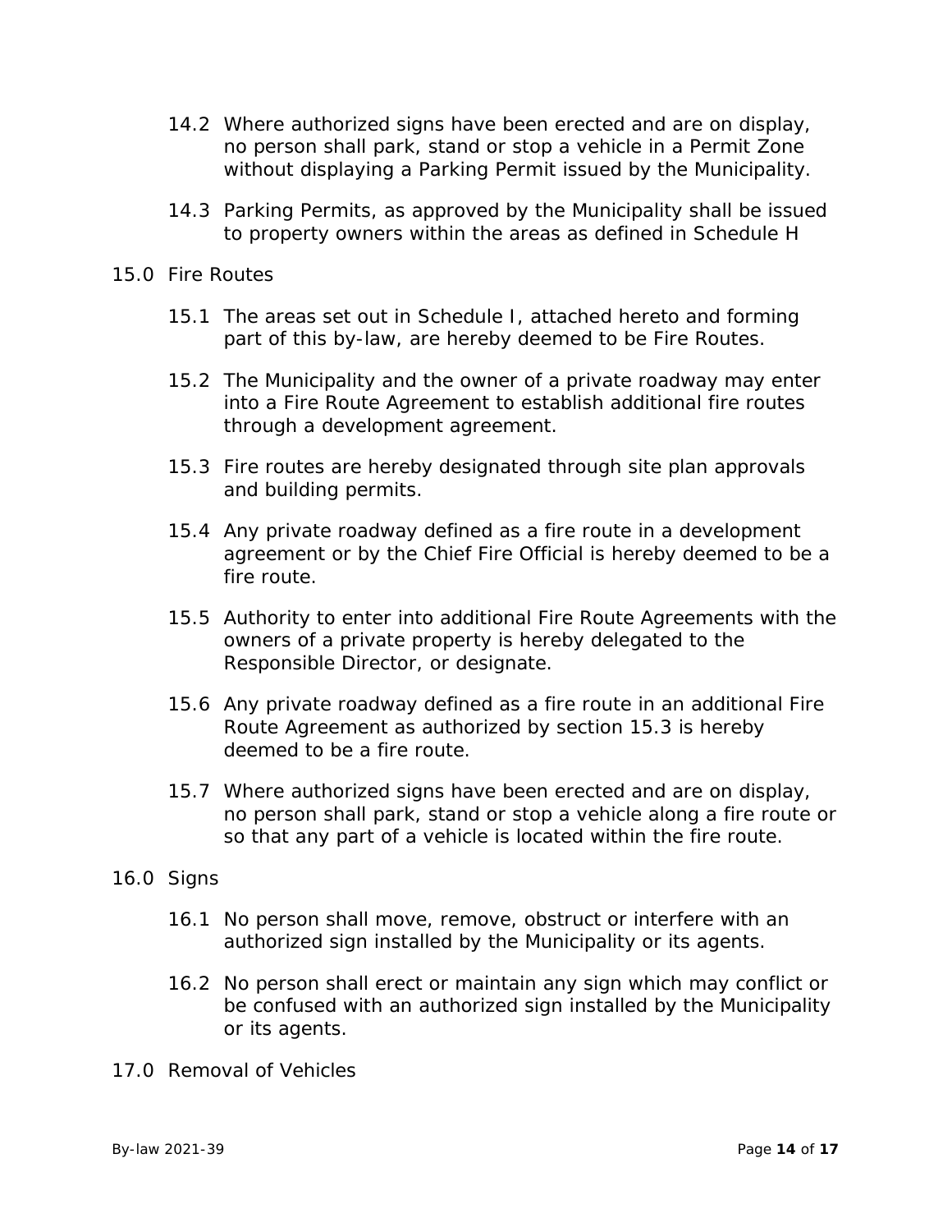14.2 Where authorized signs have been erected and are on display, no person shall park, stand or stop a vehicle in a Permit Zone without displaying a Parking Permit issued by the Municipality.

14.3 Parking Permits, as approved by the Municipality shall be issued to property owners within the areas as defined in Schedule H

## 15.0 Fire Routes

15.1 The areas set out in Schedule I, attached hereto and forming part of this by-law, are hereby deemed to be Fire Routes.

15.2 The Municipality and the owner of a private roadway may enter into a Fire Route Agreement to establish additional fire routes through a development agreement.

15.3 Fire routes are hereby designated through site plan approvals and building permits.

15.4 Any private roadway defined as a fire route in a development agreement or by the Chief Fire Official is hereby deemed to be a fire route.

15.5 Authority to enter into additional Fire Route Agreements with the owners of a private property is hereby delegated to the Responsible Director, or designate.

15.6 Any private roadway defined as a fire route in an additional Fire Route Agreement as authorized by section 15.3 is hereby deemed to be a fire route.

15.7 Where authorized signs have been erected and are on display, no person shall park, stand or stop a vehicle along a fire route or so that any part of a vehicle is located within the fire route.

## 16.0 Signs

16.1 No person shall move, remove, obstruct or interfere with an authorized sign installed by the Municipality or its agents.

16.2 No person shall erect or maintain any sign which may conflict or be confused with an authorized sign installed by the Municipality or its agents.

## 17.0 Removal of Vehicles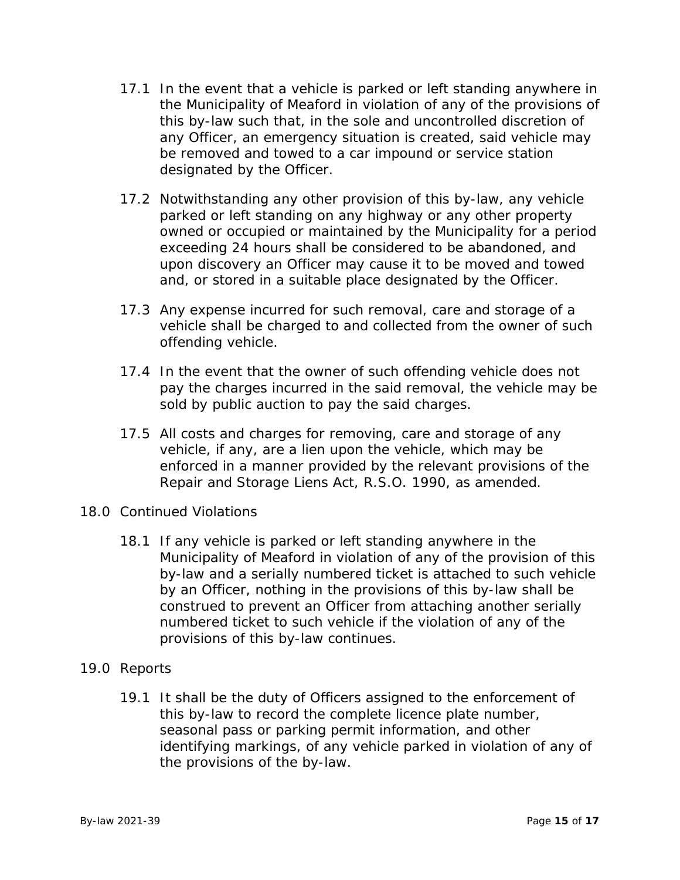17.1 In the event that a vehicle is parked or left standing anywhere in the Municipality of Meaford in violation of any of the provisions of this by-law such that, in the sole and uncontrolled discretion of any Officer, an emergency situation is created, said vehicle may be removed and towed to a car impound or service station designated by the Officer.

17.2 Notwithstanding any other provision of this by-law, any vehicle parked or left standing on any highway or any other property owned or occupied or maintained by the Municipality for a period exceeding 24 hours shall be considered to be abandoned, and upon discovery an Officer may cause it to be moved and towed and, or stored in a suitable place designated by the Officer.

17.3 Any expense incurred for such removal, care and storage of a vehicle shall be charged to and collected from the owner of such offending vehicle.

17.4 In the event that the owner of such offending vehicle does not pay the charges incurred in the said removal, the vehicle may be sold by public auction to pay the said charges.

17.5 All costs and charges for removing, care and storage of any vehicle, if any, are a lien upon the vehicle, which may be enforced in a manner provided by the relevant provisions of the Repair and Storage Liens Act, R.S.O. 1990, as amended.

## 18.0 Continued Violations

18.1 If any vehicle is parked or left standing anywhere in the Municipality of Meaford in violation of any of the provision of this by-law and a serially numbered ticket is attached to such vehicle by an Officer, nothing in the provisions of this by-law shall be construed to prevent an Officer from attaching another serially numbered ticket to such vehicle if the violation of any of the provisions of this by-law continues.

## 19.0 Reports

19.1 It shall be the duty of Officers assigned to the enforcement of this by-law to record the complete licence plate number, seasonal pass or parking permit information, and other identifying markings, of any vehicle parked in violation of any of the provisions of the by-law.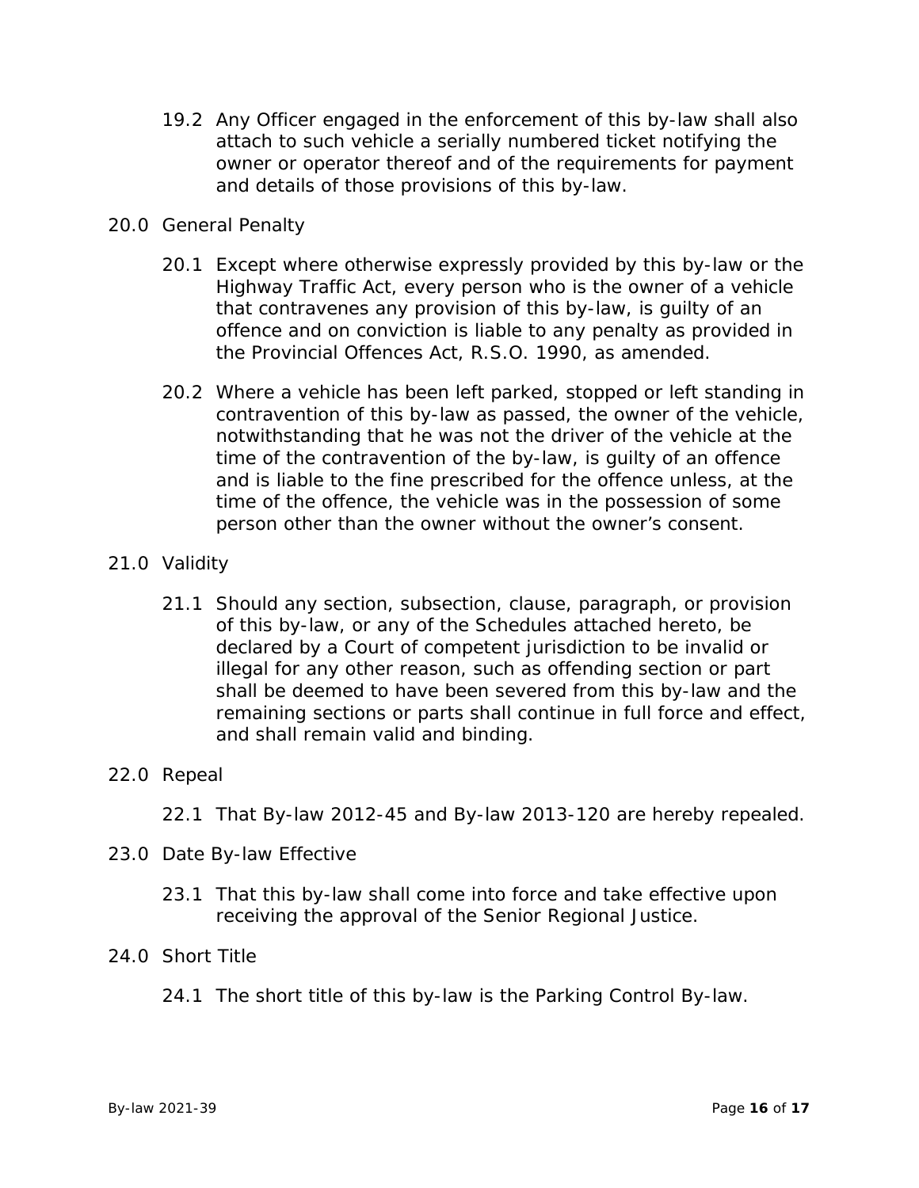19.2 Any Officer engaged in the enforcement of this by-law shall also attach to such vehicle a serially numbered ticket notifying the owner or operator thereof and of the requirements for payment and details of those provisions of this by-law.

20.0 General Penalty

20.1 Except where otherwise expressly provided by this by-law or the Highway Traffic Act, every person who is the owner of a vehicle that contravenes any provision of this by-law, is guilty of an offence and on conviction is liable to any penalty as provided in the Provincial Offences Act, R.S.O. 1990, as amended.

20.2 Where a vehicle has been left parked, stopped or left standing in contravention of this by-law as passed, the owner of the vehicle, notwithstanding that he was not the driver of the vehicle at the time of the contravention of the by-law, is guilty of an offence and is liable to the fine prescribed for the offence unless, at the time of the offence, the vehicle was in the possession of some person other than the owner without the owner's consent.

21.0 Validity

21.1 Should any section, subsection, clause, paragraph, or provision of this by-law, or any of the Schedules attached hereto, be declared by a Court of competent jurisdiction to be invalid or illegal for any other reason, such as offending section or part shall be deemed to have been severed from this by-law and the remaining sections or parts shall continue in full force and effect, and shall remain valid and binding.

22.0 Repeal

22.1 That By-law 2012-45 and By-law 2013-120 are hereby repealed.

23.0 Date By-law Effective

23.1 That this by-law shall come into force and take effective upon receiving the approval of the Senior Regional Justice.

24.0 Short Title

24.1 The short title of this by-law is the Parking Control By-law.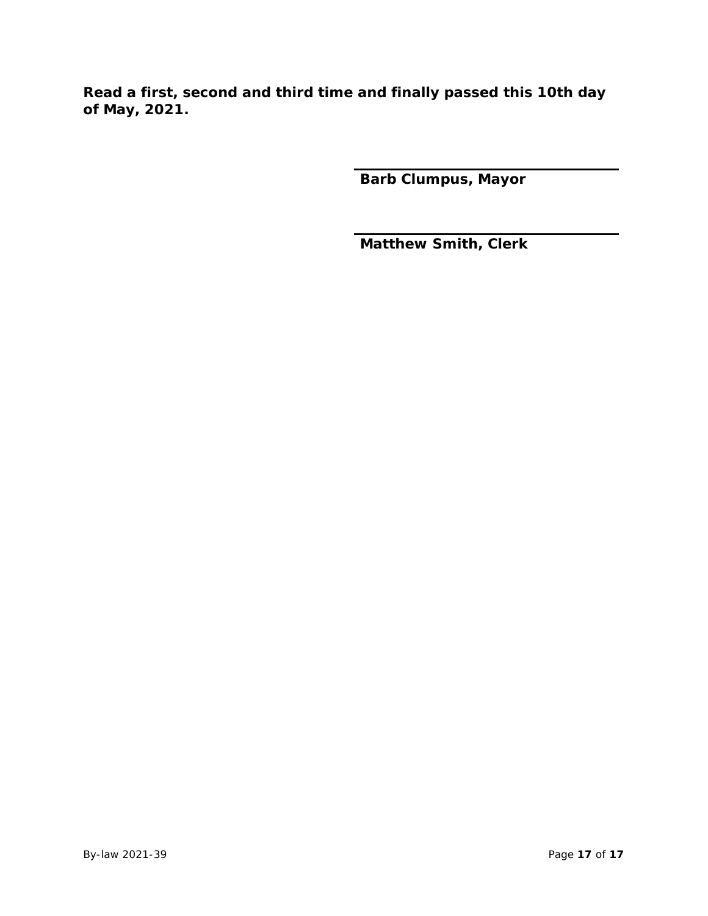**Read a first, second and third time and finally passed this 10th day of May, 2021.**

**Barb Clumpus, Mayor**

**Matthew Smith, Clerk**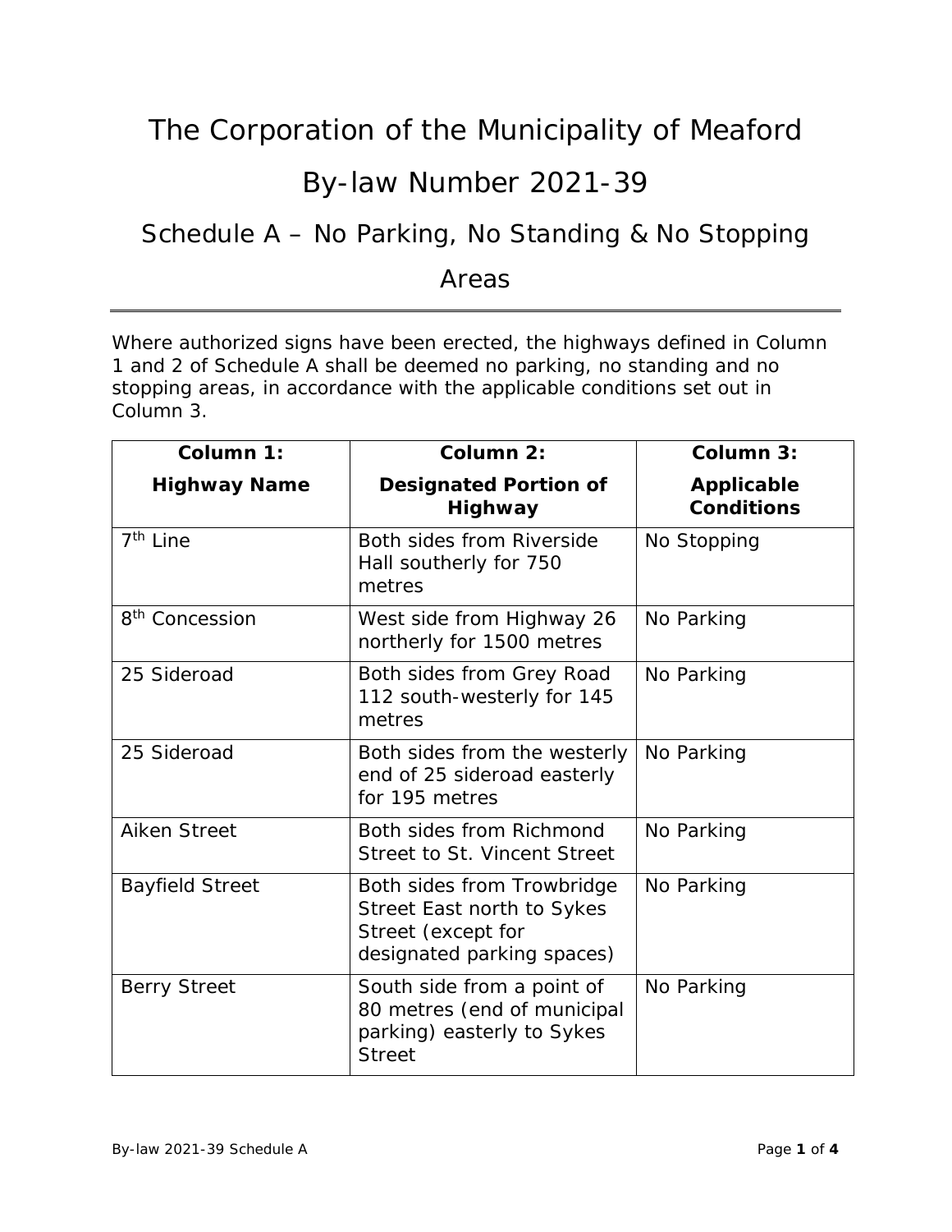# The Corporation of the Municipality of Meaford

# By-law Number 2021-39

## Schedule A – No Parking, No Standing & No Stopping Areas

Where authorized signs have been erected, the highways defined in Column 1 and 2 of Schedule A shall be deemed no parking, no standing and no stopping areas, in accordance with the applicable conditions set out in Column 3.

| Column 1: Highway Name | Column 2: Designated Portion of Highway | Column 3: Applicable Conditions |
|---|---|---|
| 7th Line | Both sides from Riverside Hall southerly for 750 metres | No Stopping |
| 8th Concession | West side from Highway 26 northerly for 1500 metres | No Parking |
| 25 Sideroad | Both sides from Grey Road 112 south-westerly for 145 metres | No Parking |
| 25 Sideroad | Both sides from the westerly end of 25 sideroad easterly for 195 metres | No Parking |
| Aiken Street | Both sides from Richmond Street to St. Vincent Street | No Parking |
| Bayfield Street | Both sides from Trowbridge Street East north to Sykes Street (except for designated parking spaces) | No Parking |
| Berry Street | South side from a point of 80 metres (end of municipal parking) easterly to Sykes Street | No Parking |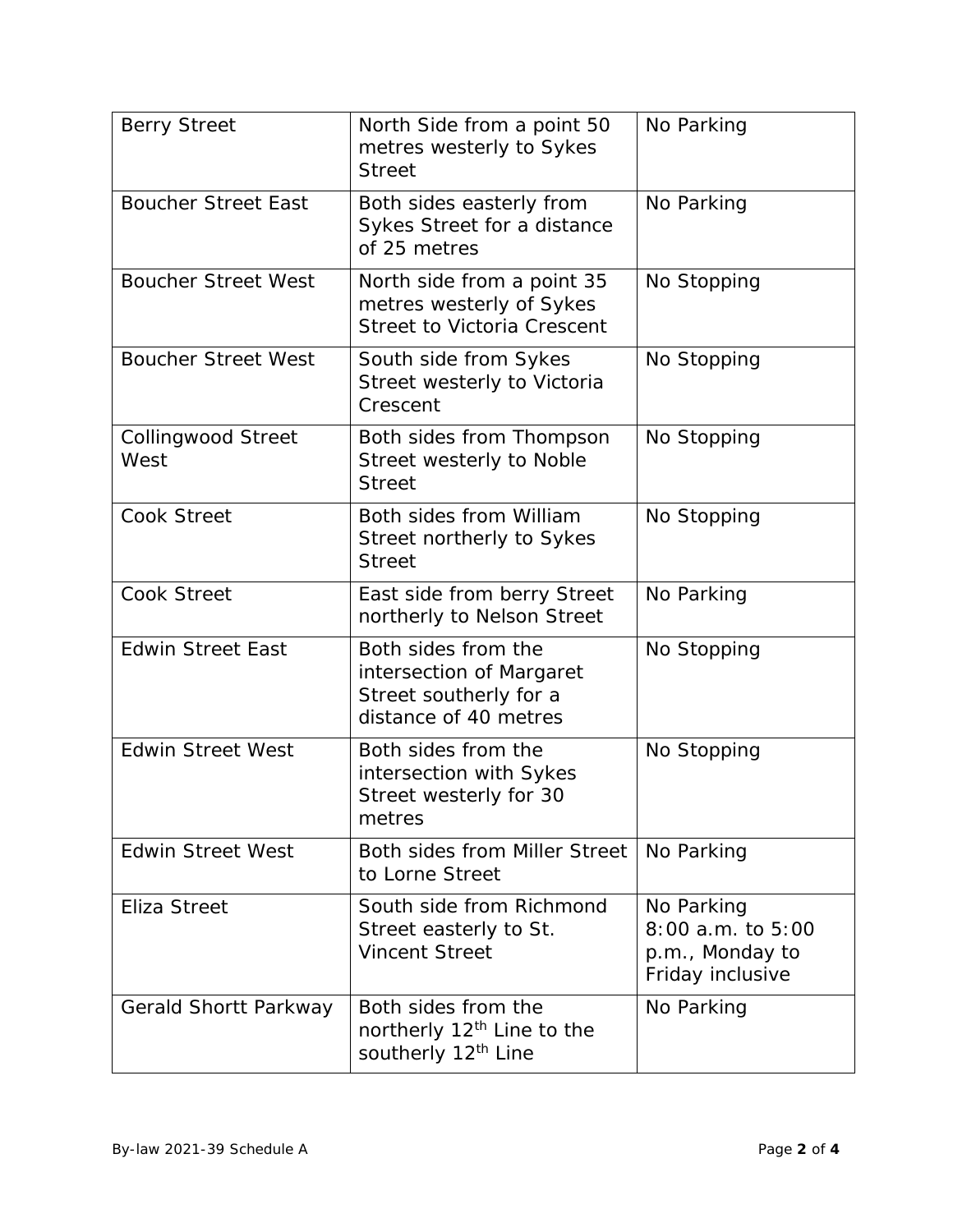| Berry Street | North Side from a point 50 metres westerly to Sykes Street | No Parking |
|---|---|---|
| Boucher Street East | Both sides easterly from Sykes Street for a distance of 25 metres | No Parking |
| Boucher Street West | North side from a point 35 metres westerly of Sykes Street to Victoria Crescent | No Stopping |
| Boucher Street West | South side from Sykes Street westerly to Victoria Crescent | No Stopping |
| Collingwood Street West | Both sides from Thompson Street westerly to Noble Street | No Stopping |
| Cook Street | Both sides from William Street northerly to Sykes Street | No Stopping |
| Cook Street | East side from berry Street northerly to Nelson Street | No Parking |
| Edwin Street East | Both sides from the intersection of Margaret Street southerly for a distance of 40 metres | No Stopping |
| Edwin Street West | Both sides from the intersection with Sykes Street westerly for 30 metres | No Stopping |
| Edwin Street West | Both sides from Miller Street to Lorne Street | No Parking |
| Eliza Street | South side from Richmond Street easterly to St. Vincent Street | No Parking 8:00 a.m. to 5:00 p.m., Monday to Friday inclusive |
| Gerald Shortt Parkway | Both sides from the northerly 12th Line to the southerly 12th Line | No Parking |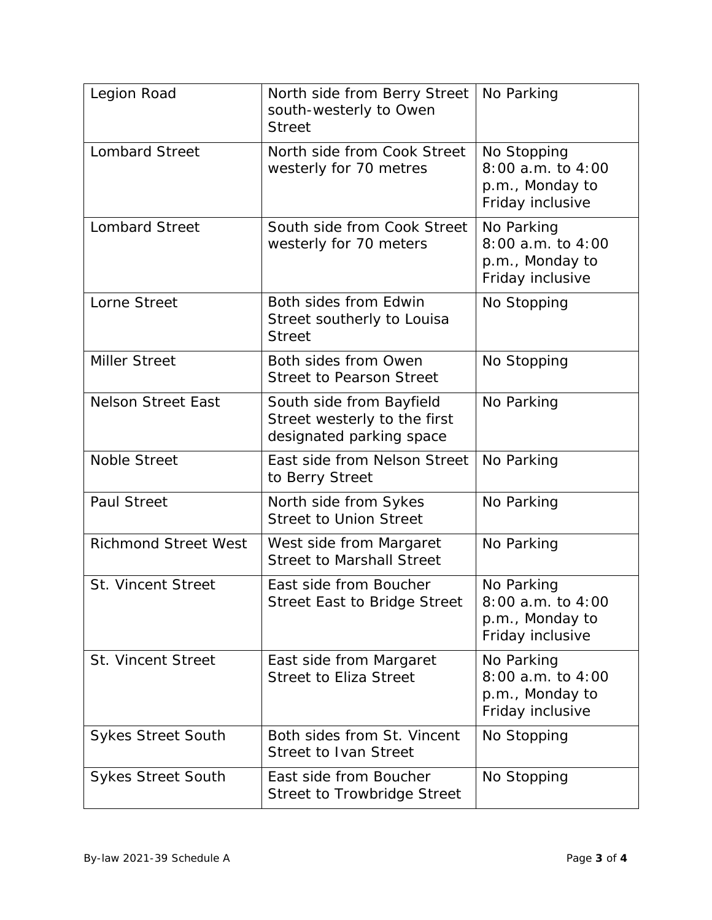| Legion Road | North side from Berry Street south-westerly to Owen Street | No Parking |
|---|---|---|
| Lombard Street | North side from Cook Street westerly for 70 metres | No Stopping 8:00 a.m. to 4:00 p.m., Monday to Friday inclusive |
| Lombard Street | South side from Cook Street westerly for 70 meters | No Parking 8:00 a.m. to 4:00 p.m., Monday to Friday inclusive |
| Lorne Street | Both sides from Edwin Street southerly to Louisa Street | No Stopping |
| Miller Street | Both sides from Owen Street to Pearson Street | No Stopping |
| Nelson Street East | South side from Bayfield Street westerly to the first designated parking space | No Parking |
| Noble Street | East side from Nelson Street to Berry Street | No Parking |
| Paul Street | North side from Sykes Street to Union Street | No Parking |
| Richmond Street West | West side from Margaret Street to Marshall Street | No Parking |
| St. Vincent Street | East side from Boucher Street East to Bridge Street | No Parking 8:00 a.m. to 4:00 p.m., Monday to Friday inclusive |
| St. Vincent Street | East side from Margaret Street to Eliza Street | No Parking 8:00 a.m. to 4:00 p.m., Monday to Friday inclusive |
| Sykes Street South | Both sides from St. Vincent Street to Ivan Street | No Stopping |
| Sykes Street South | East side from Boucher Street to Trowbridge Street | No Stopping |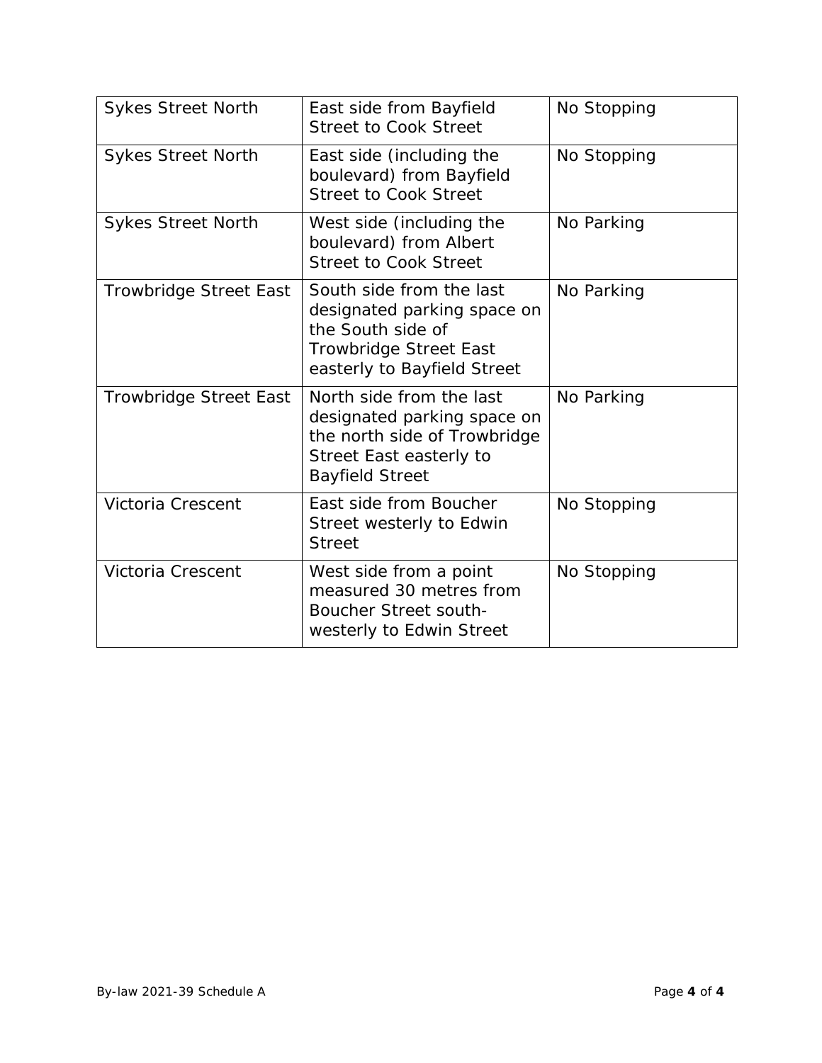| Sykes Street North | East side from Bayfield Street to Cook Street | No Stopping |
|---|---|---|
| Sykes Street North | East side (including the boulevard) from Bayfield Street to Cook Street | No Stopping |
| Sykes Street North | West side (including the boulevard) from Albert Street to Cook Street | No Parking |
| Trowbridge Street East | South side from the last designated parking space on the South side of Trowbridge Street East easterly to Bayfield Street | No Parking |
| Trowbridge Street East | North side from the last designated parking space on the north side of Trowbridge Street East easterly to Bayfield Street | No Parking |
| Victoria Crescent | East side from Boucher Street westerly to Edwin Street | No Stopping |
| Victoria Crescent | West side from a point measured 30 metres from Boucher Street south-westerly to Edwin Street | No Stopping |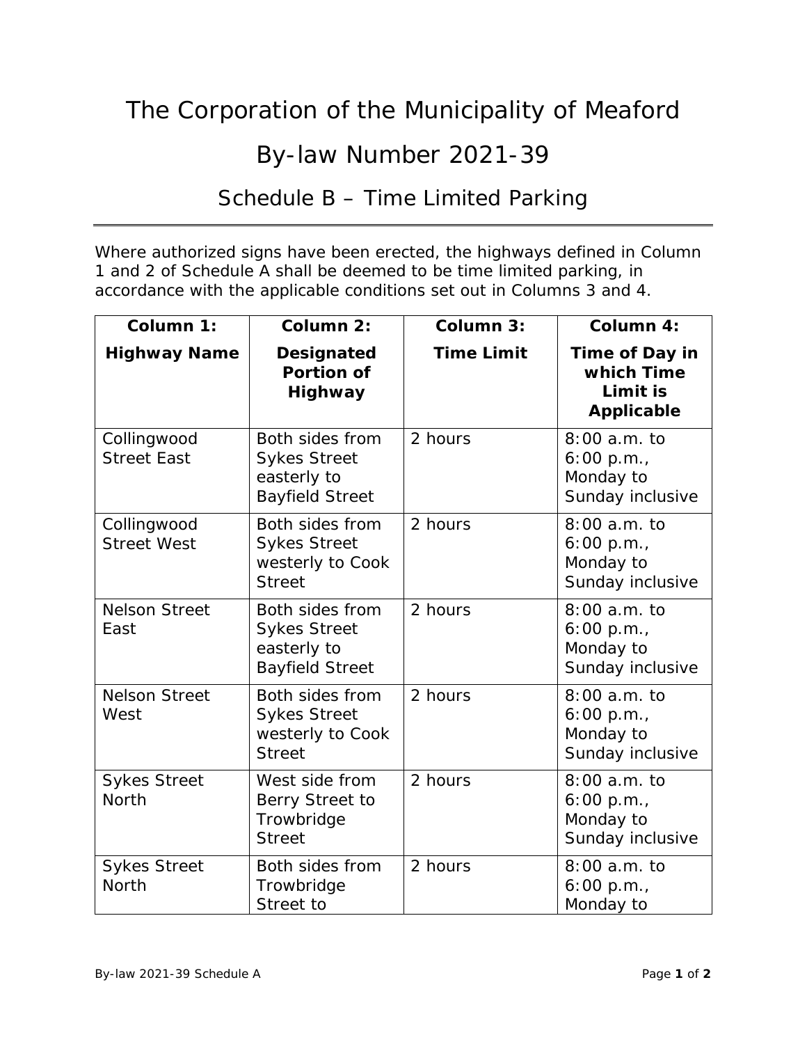# The Corporation of the Municipality of Meaford

# By-law Number 2021-39

## Schedule B – Time Limited Parking

Where authorized signs have been erected, the highways defined in Column 1 and 2 of Schedule A shall be deemed to be time limited parking, in accordance with the applicable conditions set out in Columns 3 and 4.

| Column 1: Highway Name | Column 2: Designated Portion of Highway | Column 3: Time Limit | Column 4: Time of Day in which Time Limit is Applicable |
|---|---|---|---|
| Collingwood Street East | Both sides from Sykes Street easterly to Bayfield Street | 2 hours | 8:00 a.m. to 6:00 p.m., Monday to Sunday inclusive |
| Collingwood Street West | Both sides from Sykes Street westerly to Cook Street | 2 hours | 8:00 a.m. to 6:00 p.m., Monday to Sunday inclusive |
| Nelson Street East | Both sides from Sykes Street easterly to Bayfield Street | 2 hours | 8:00 a.m. to 6:00 p.m., Monday to Sunday inclusive |
| Nelson Street West | Both sides from Sykes Street westerly to Cook Street | 2 hours | 8:00 a.m. to 6:00 p.m., Monday to Sunday inclusive |
| Sykes Street North | West side from Berry Street to Trowbridge Street | 2 hours | 8:00 a.m. to 6:00 p.m., Monday to Sunday inclusive |
| Sykes Street North | Both sides from Trowbridge Street to | 2 hours | 8:00 a.m. to 6:00 p.m., Monday to |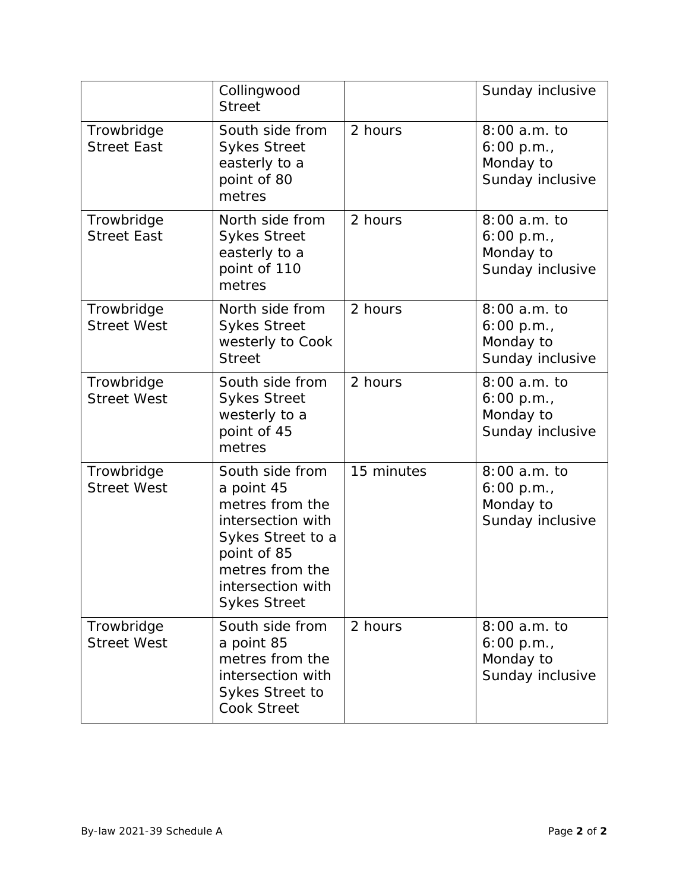| | | | |
|---|---|---|---|
| | Collingwood Street | | Sunday inclusive |
| Trowbridge Street East | South side from Sykes Street easterly to a point of 80 metres | 2 hours | 8:00 a.m. to 6:00 p.m., Monday to Sunday inclusive |
| Trowbridge Street East | North side from Sykes Street easterly to a point of 110 metres | 2 hours | 8:00 a.m. to 6:00 p.m., Monday to Sunday inclusive |
| Trowbridge Street West | North side from Sykes Street westerly to Cook Street | 2 hours | 8:00 a.m. to 6:00 p.m., Monday to Sunday inclusive |
| Trowbridge Street West | South side from Sykes Street westerly to a point of 45 metres | 2 hours | 8:00 a.m. to 6:00 p.m., Monday to Sunday inclusive |
| Trowbridge Street West | South side from a point 45 metres from the intersection with Sykes Street to a point of 85 metres from the intersection with Sykes Street | 15 minutes | 8:00 a.m. to 6:00 p.m., Monday to Sunday inclusive |
| Trowbridge Street West | South side from a point 85 metres from the intersection with Sykes Street to Cook Street | 2 hours | 8:00 a.m. to 6:00 p.m., Monday to Sunday inclusive |

By-law 2021-39 Schedule A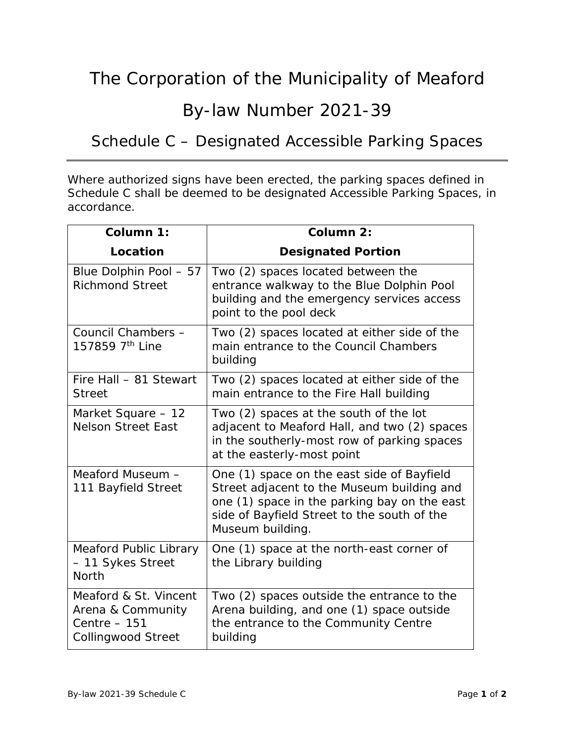# The Corporation of the Municipality of Meaford

# By-law Number 2021-39

## Schedule C – Designated Accessible Parking Spaces

Where authorized signs have been erected, the parking spaces defined in Schedule C shall be deemed to be designated Accessible Parking Spaces, in accordance.

| Column 1: Location | Column 2: Designated Portion |
|---|---|
| Blue Dolphin Pool – 57 Richmond Street | Two (2) spaces located between the entrance walkway to the Blue Dolphin Pool building and the emergency services access point to the pool deck |
| Council Chambers – 157859 7th Line | Two (2) spaces located at either side of the main entrance to the Council Chambers building |
| Fire Hall – 81 Stewart Street | Two (2) spaces located at either side of the main entrance to the Fire Hall building |
| Market Square – 12 Nelson Street East | Two (2) spaces at the south of the lot adjacent to Meaford Hall, and two (2) spaces in the southerly-most row of parking spaces at the easterly-most point |
| Meaford Museum – 111 Bayfield Street | One (1) space on the east side of Bayfield Street adjacent to the Museum building and one (1) space in the parking bay on the east side of Bayfield Street to the south of the Museum building. |
| Meaford Public Library – 11 Sykes Street North | One (1) space at the north-east corner of the Library building |
| Meaford & St. Vincent Arena & Community Centre – 151 Collingwood Street | Two (2) spaces outside the entrance to the Arena building, and one (1) space outside the entrance to the Community Centre building |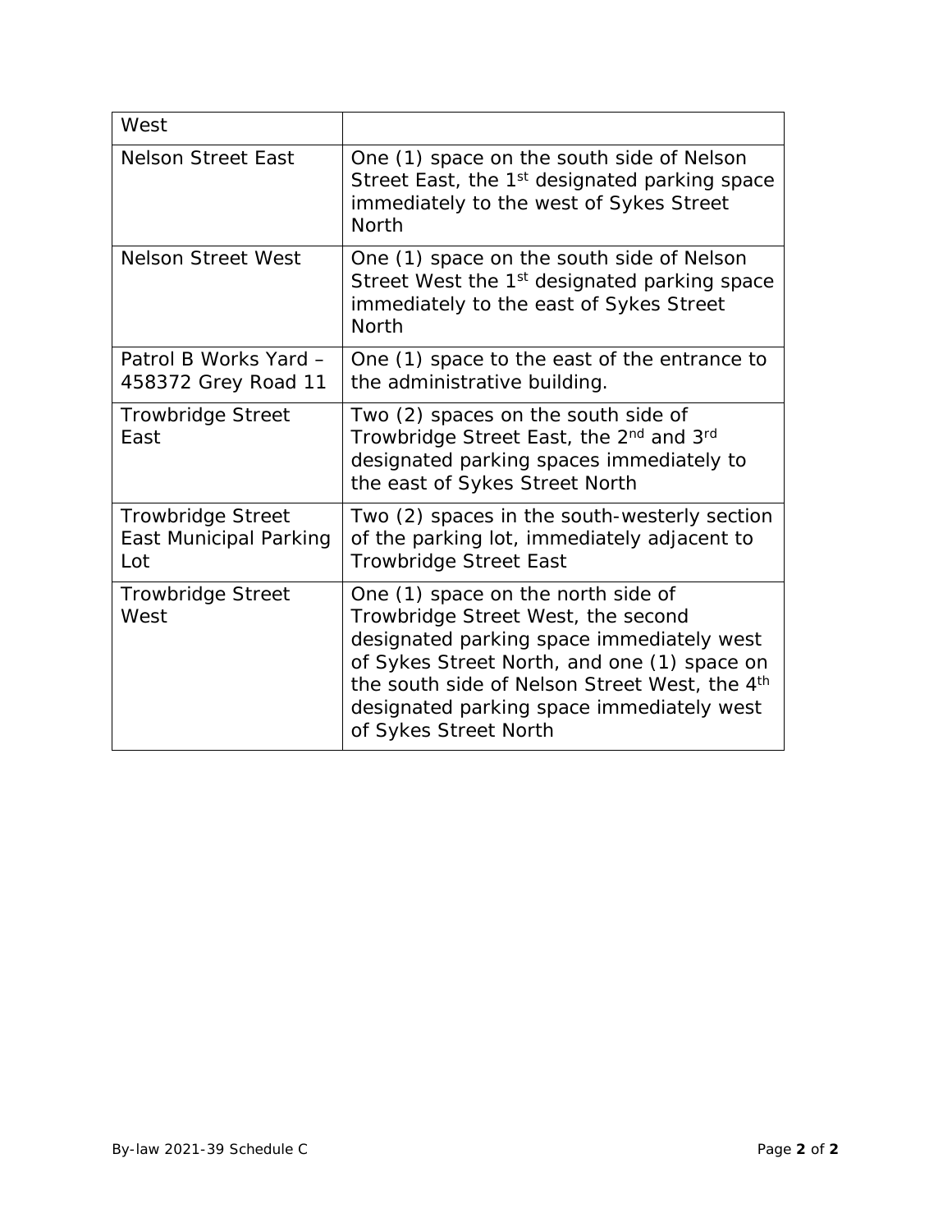| | |
|---|---|
| West | |
| Nelson Street East | One (1) space on the south side of Nelson Street East, the 1st designated parking space immediately to the west of Sykes Street North |
| Nelson Street West | One (1) space on the south side of Nelson Street West the 1st designated parking space immediately to the east of Sykes Street North |
| Patrol B Works Yard – 458372 Grey Road 11 | One (1) space to the east of the entrance to the administrative building. |
| Trowbridge Street East | Two (2) spaces on the south side of Trowbridge Street East, the 2nd and 3rd designated parking spaces immediately to the east of Sykes Street North |
| Trowbridge Street East Municipal Parking Lot | Two (2) spaces in the south-westerly section of the parking lot, immediately adjacent to Trowbridge Street East |
| Trowbridge Street West | One (1) space on the north side of Trowbridge Street West, the second designated parking space immediately west of Sykes Street North, and one (1) space on the south side of Nelson Street West, the 4th designated parking space immediately west of Sykes Street North |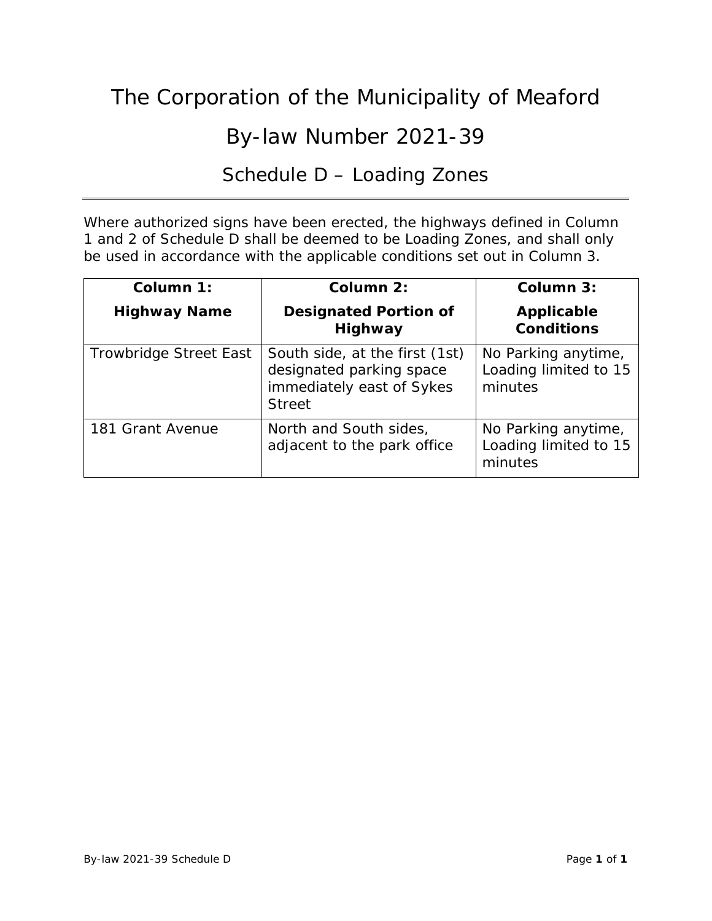# The Corporation of the Municipality of Meaford

## By-law Number 2021-39

### Schedule D – Loading Zones

Where authorized signs have been erected, the highways defined in Column 1 and 2 of Schedule D shall be deemed to be Loading Zones, and shall only be used in accordance with the applicable conditions set out in Column 3.

| Column 1: Highway Name | Column 2: Designated Portion of Highway | Column 3: Applicable Conditions |
| --- | --- | --- |
| Trowbridge Street East | South side, at the first (1st) designated parking space immediately east of Sykes Street | No Parking anytime, Loading limited to 15 minutes |
| 181 Grant Avenue | North and South sides, adjacent to the park office | No Parking anytime, Loading limited to 15 minutes |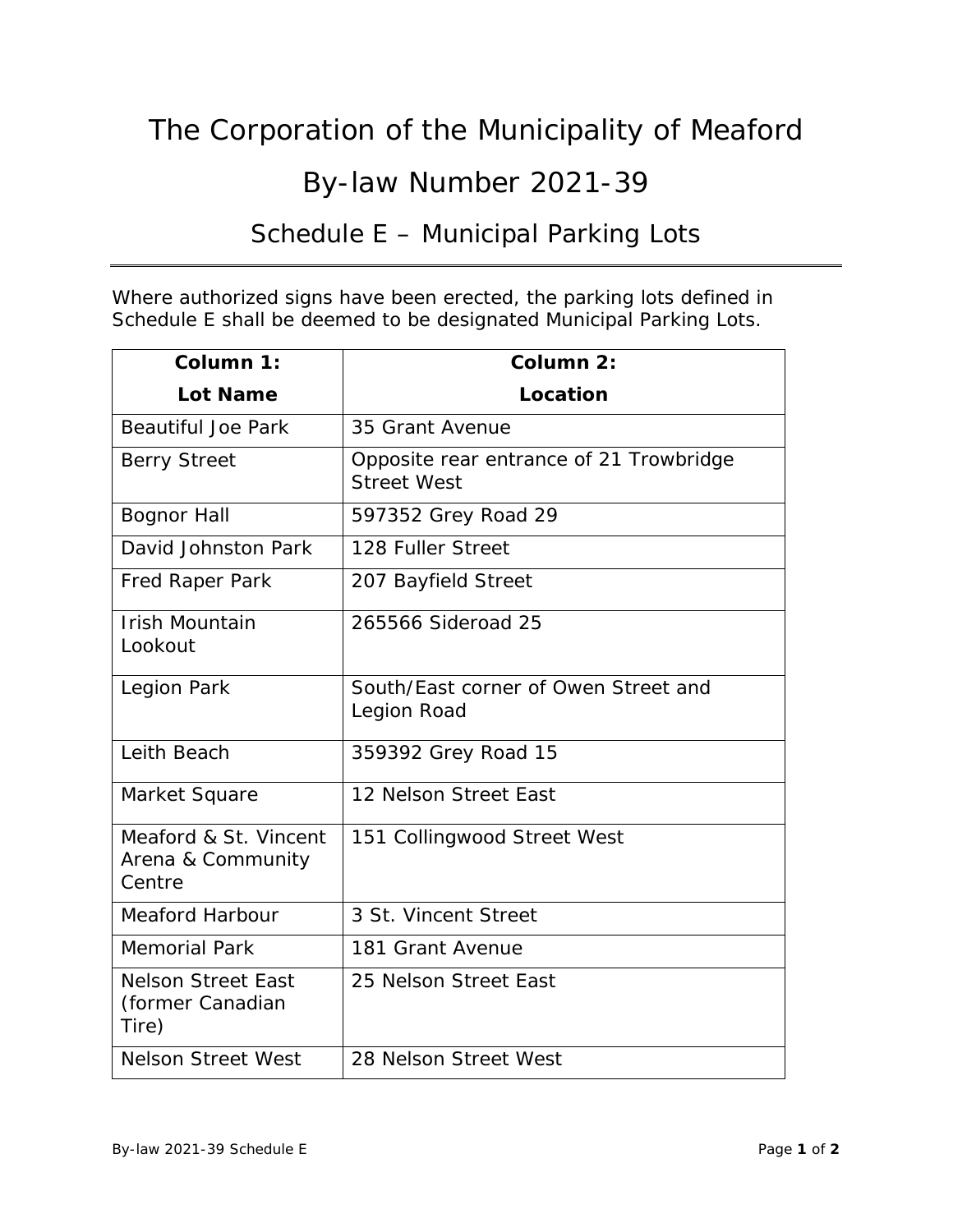# The Corporation of the Municipality of Meaford

# By-law Number 2021-39

## Schedule E – Municipal Parking Lots

Where authorized signs have been erected, the parking lots defined in Schedule E shall be deemed to be designated Municipal Parking Lots.

| Column 1: Lot Name | Column 2: Location |
|---|---|
| Beautiful Joe Park | 35 Grant Avenue |
| Berry Street | Opposite rear entrance of 21 Trowbridge Street West |
| Bognor Hall | 597352 Grey Road 29 |
| David Johnston Park | 128 Fuller Street |
| Fred Raper Park | 207 Bayfield Street |
| Irish Mountain Lookout | 265566 Sideroad 25 |
| Legion Park | South/East corner of Owen Street and Legion Road |
| Leith Beach | 359392 Grey Road 15 |
| Market Square | 12 Nelson Street East |
| Meaford & St. Vincent Arena & Community Centre | 151 Collingwood Street West |
| Meaford Harbour | 3 St. Vincent Street |
| Memorial Park | 181 Grant Avenue |
| Nelson Street East (former Canadian Tire) | 25 Nelson Street East |
| Nelson Street West | 28 Nelson Street West |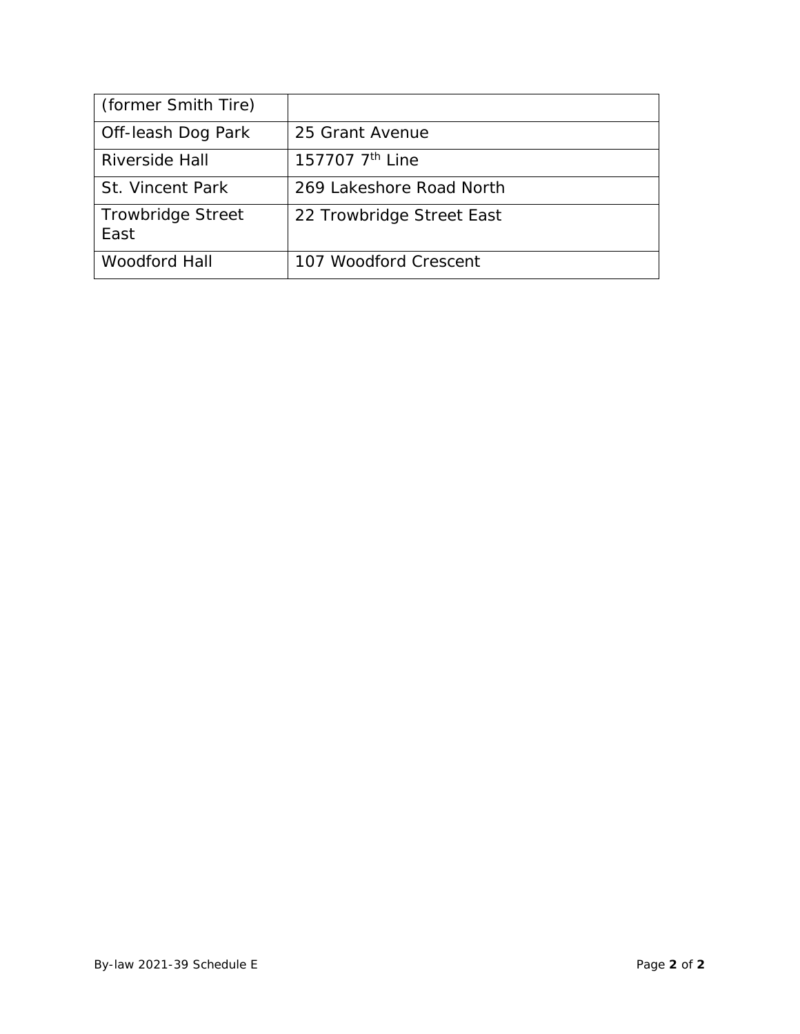| (former Smith Tire) | |
|---|---|
| Off-leash Dog Park | 25 Grant Avenue |
| Riverside Hall | 157707 7th Line |
| St. Vincent Park | 269 Lakeshore Road North |
| Trowbridge Street East | 22 Trowbridge Street East |
| Woodford Hall | 107 Woodford Crescent |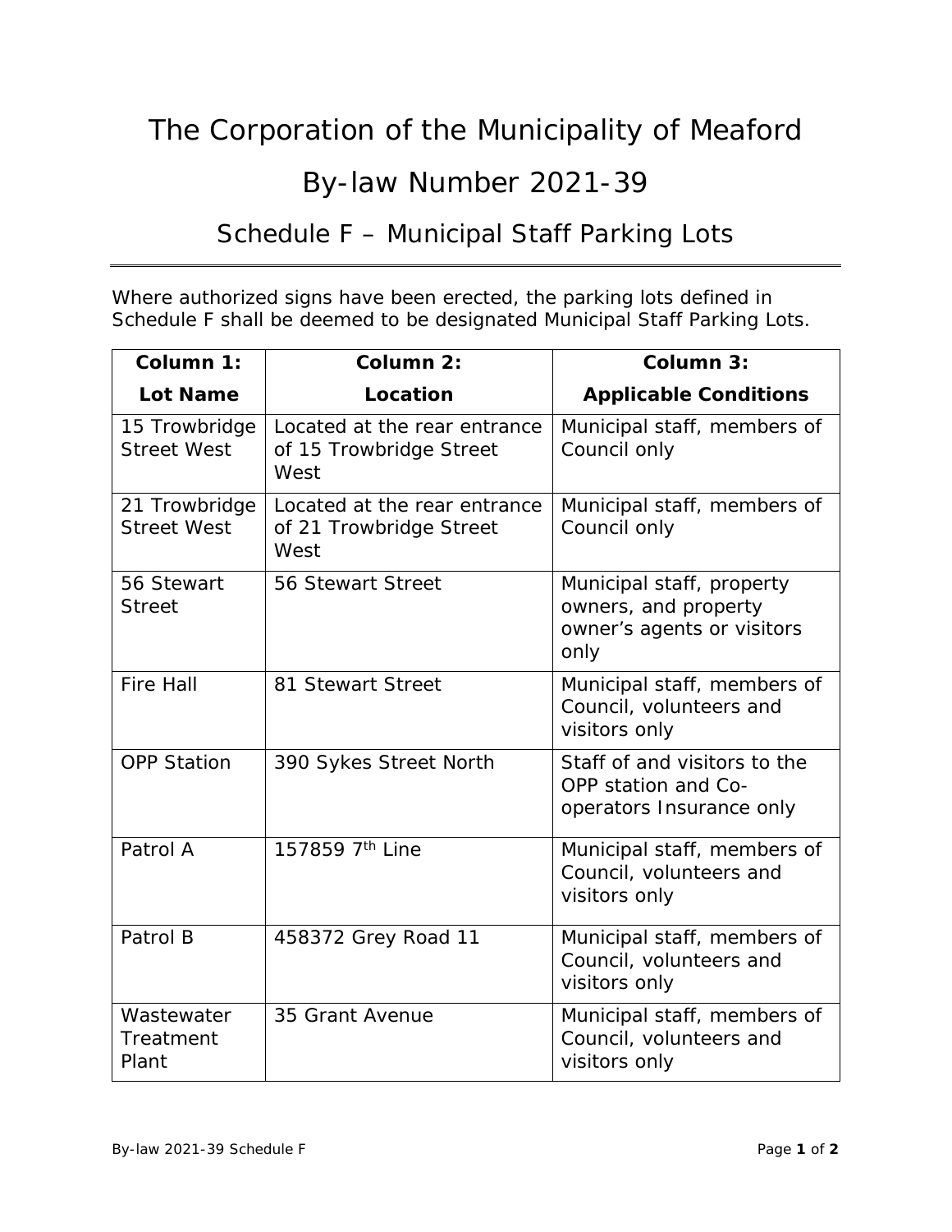# The Corporation of the Municipality of Meaford

# By-law Number 2021-39

## Schedule F – Municipal Staff Parking Lots

Where authorized signs have been erected, the parking lots defined in Schedule F shall be deemed to be designated Municipal Staff Parking Lots.

| Column 1: Lot Name | Column 2: Location | Column 3: Applicable Conditions |
|---|---|---|
| 15 Trowbridge Street West | Located at the rear entrance of 15 Trowbridge Street West | Municipal staff, members of Council only |
| 21 Trowbridge Street West | Located at the rear entrance of 21 Trowbridge Street West | Municipal staff, members of Council only |
| 56 Stewart Street | 56 Stewart Street | Municipal staff, property owners, and property owner's agents or visitors only |
| Fire Hall | 81 Stewart Street | Municipal staff, members of Council, volunteers and visitors only |
| OPP Station | 390 Sykes Street North | Staff of and visitors to the OPP station and Co-operators Insurance only |
| Patrol A | 157859 7th Line | Municipal staff, members of Council, volunteers and visitors only |
| Patrol B | 458372 Grey Road 11 | Municipal staff, members of Council, volunteers and visitors only |
| Wastewater Treatment Plant | 35 Grant Avenue | Municipal staff, members of Council, volunteers and visitors only |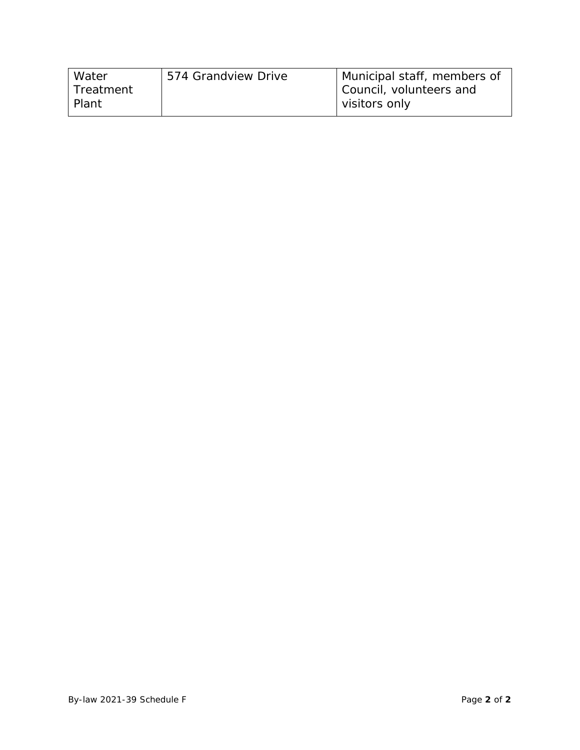| Water Treatment Plant | 574 Grandview Drive | Municipal staff, members of Council, volunteers and visitors only |
|---|---|---|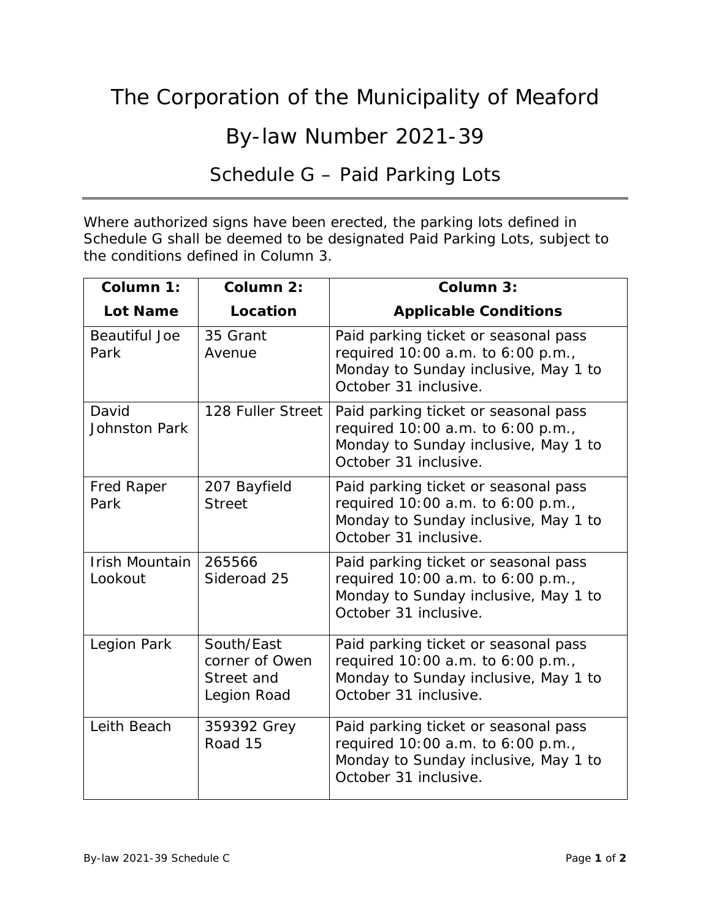# The Corporation of the Municipality of Meaford

# By-law Number 2021-39

## Schedule G – Paid Parking Lots

Where authorized signs have been erected, the parking lots defined in Schedule G shall be deemed to be designated Paid Parking Lots, subject to the conditions defined in Column 3.

| Column 1: Lot Name | Column 2: Location | Column 3: Applicable Conditions |
|---|---|---|
| Beautiful Joe Park | 35 Grant Avenue | Paid parking ticket or seasonal pass required 10:00 a.m. to 6:00 p.m., Monday to Sunday inclusive, May 1 to October 31 inclusive. |
| David Johnston Park | 128 Fuller Street | Paid parking ticket or seasonal pass required 10:00 a.m. to 6:00 p.m., Monday to Sunday inclusive, May 1 to October 31 inclusive. |
| Fred Raper Park | 207 Bayfield Street | Paid parking ticket or seasonal pass required 10:00 a.m. to 6:00 p.m., Monday to Sunday inclusive, May 1 to October 31 inclusive. |
| Irish Mountain Lookout | 265566 Sideroad 25 | Paid parking ticket or seasonal pass required 10:00 a.m. to 6:00 p.m., Monday to Sunday inclusive, May 1 to October 31 inclusive. |
| Legion Park | South/East corner of Owen Street and Legion Road | Paid parking ticket or seasonal pass required 10:00 a.m. to 6:00 p.m., Monday to Sunday inclusive, May 1 to October 31 inclusive. |
| Leith Beach | 359392 Grey Road 15 | Paid parking ticket or seasonal pass required 10:00 a.m. to 6:00 p.m., Monday to Sunday inclusive, May 1 to October 31 inclusive. |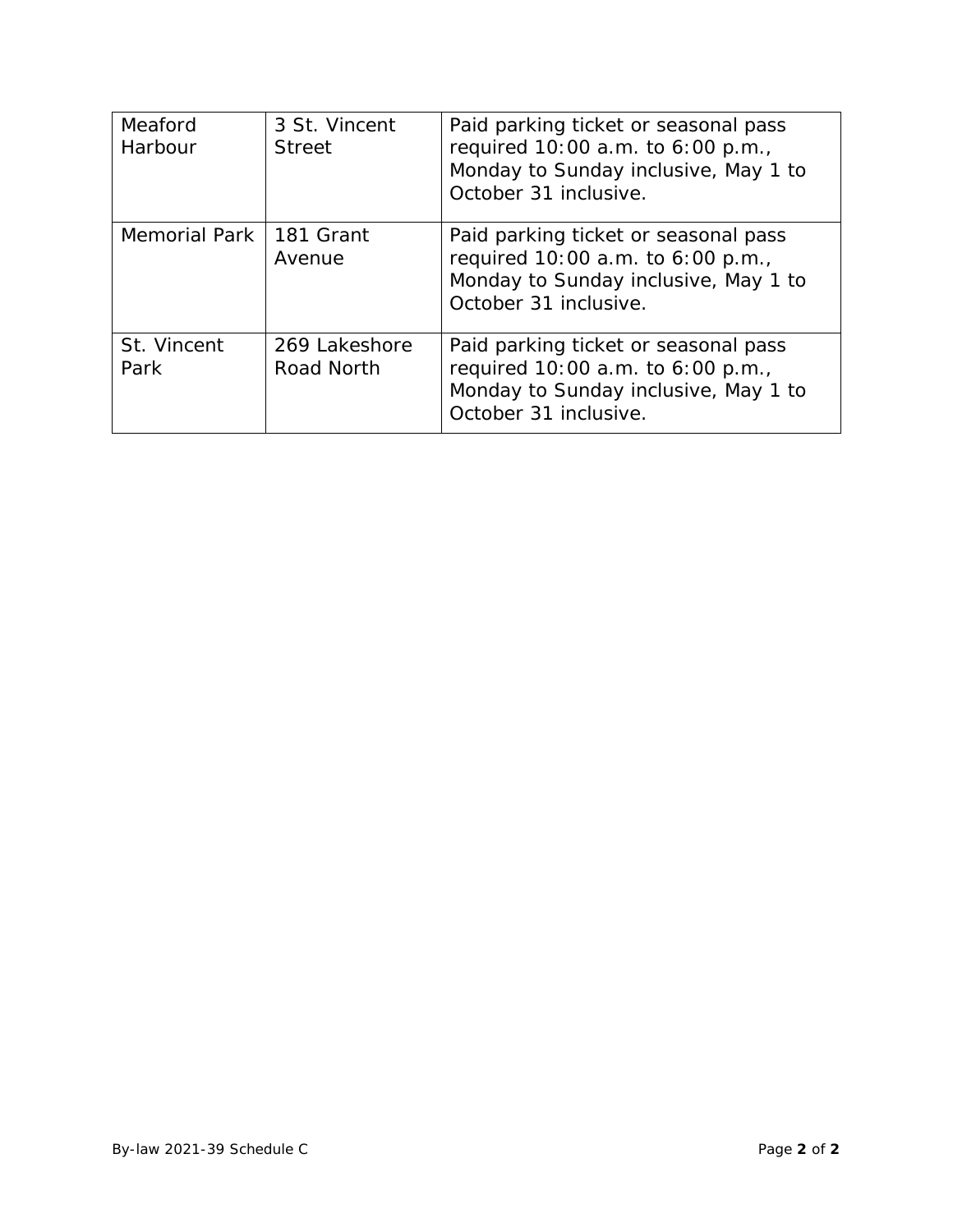| Meaford Harbour | 3 St. Vincent Street | Paid parking ticket or seasonal pass required 10:00 a.m. to 6:00 p.m., Monday to Sunday inclusive, May 1 to October 31 inclusive. |
| --- | --- | --- |
| Memorial Park | 181 Grant Avenue | Paid parking ticket or seasonal pass required 10:00 a.m. to 6:00 p.m., Monday to Sunday inclusive, May 1 to October 31 inclusive. |
| St. Vincent Park | 269 Lakeshore Road North | Paid parking ticket or seasonal pass required 10:00 a.m. to 6:00 p.m., Monday to Sunday inclusive, May 1 to October 31 inclusive. |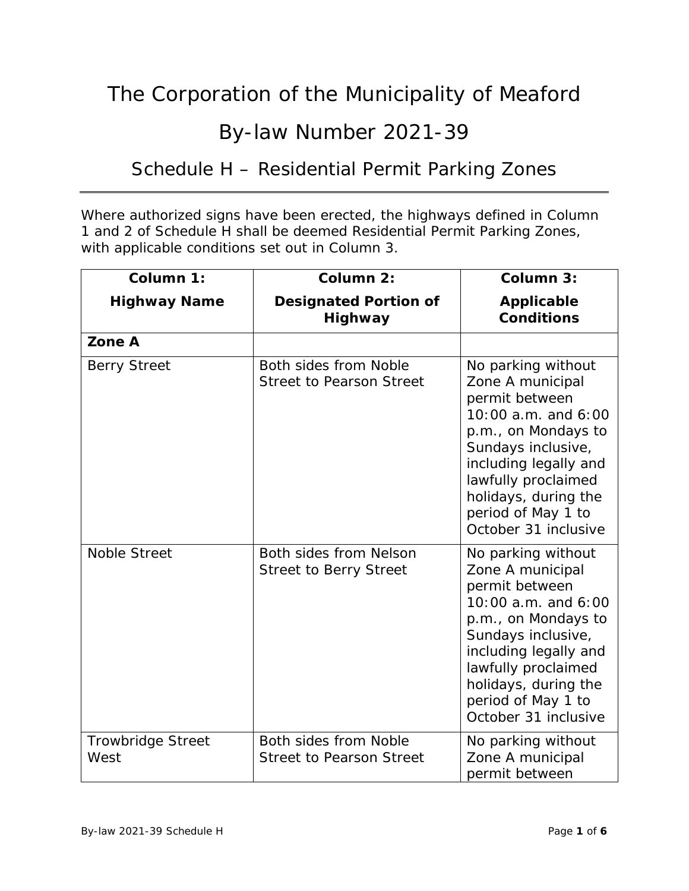# The Corporation of the Municipality of Meaford

# By-law Number 2021-39

## Schedule H – Residential Permit Parking Zones

Where authorized signs have been erected, the highways defined in Column 1 and 2 of Schedule H shall be deemed Residential Permit Parking Zones, with applicable conditions set out in Column 3.

| Column 1: Highway Name | Column 2: Designated Portion of Highway | Column 3: Applicable Conditions |
|---|---|---|
| **Zone A** | | |
| Berry Street | Both sides from Noble Street to Pearson Street | No parking without Zone A municipal permit between 10:00 a.m. and 6:00 p.m., on Mondays to Sundays inclusive, including legally and lawfully proclaimed holidays, during the period of May 1 to October 31 inclusive |
| Noble Street | Both sides from Nelson Street to Berry Street | No parking without Zone A municipal permit between 10:00 a.m. and 6:00 p.m., on Mondays to Sundays inclusive, including legally and lawfully proclaimed holidays, during the period of May 1 to October 31 inclusive |
| Trowbridge Street West | Both sides from Noble Street to Pearson Street | No parking without Zone A municipal permit between |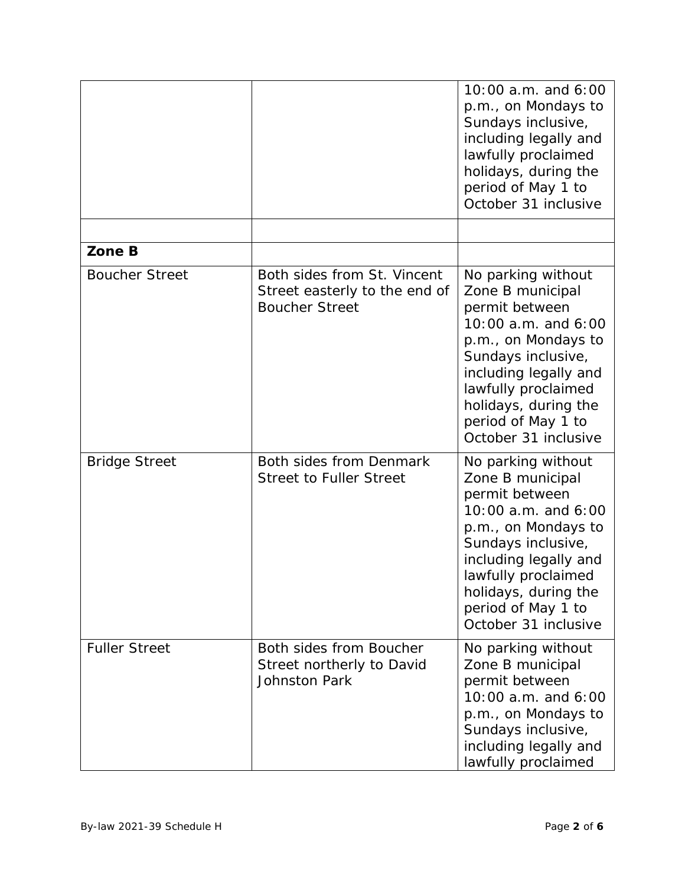| | | |
|---|---|---|
| | | 10:00 a.m. and 6:00 p.m., on Mondays to Sundays inclusive, including legally and lawfully proclaimed holidays, during the period of May 1 to October 31 inclusive |
| | | |
| **Zone B** | | |
| Boucher Street | Both sides from St. Vincent Street easterly to the end of Boucher Street | No parking without Zone B municipal permit between 10:00 a.m. and 6:00 p.m., on Mondays to Sundays inclusive, including legally and lawfully proclaimed holidays, during the period of May 1 to October 31 inclusive |
| Bridge Street | Both sides from Denmark Street to Fuller Street | No parking without Zone B municipal permit between 10:00 a.m. and 6:00 p.m., on Mondays to Sundays inclusive, including legally and lawfully proclaimed holidays, during the period of May 1 to October 31 inclusive |
| Fuller Street | Both sides from Boucher Street northerly to David Johnston Park | No parking without Zone B municipal permit between 10:00 a.m. and 6:00 p.m., on Mondays to Sundays inclusive, including legally and lawfully proclaimed |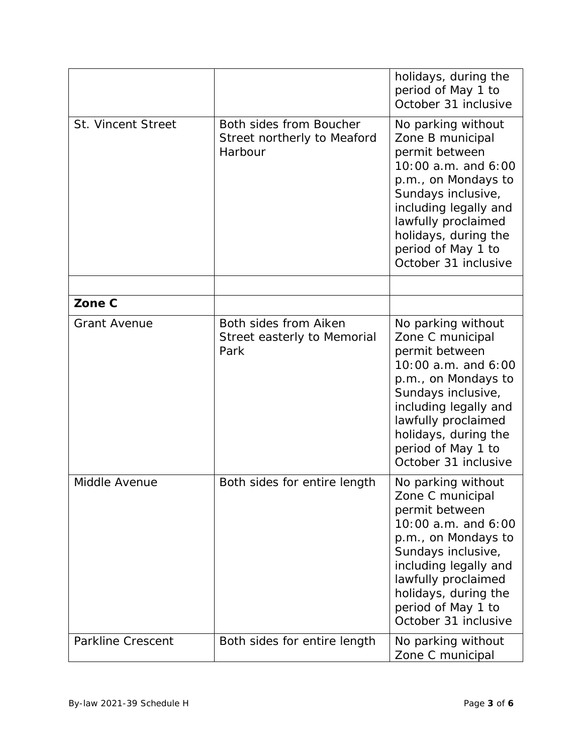| | | |
|---|---|---|
| | | holidays, during the period of May 1 to October 31 inclusive |
| St. Vincent Street | Both sides from Boucher Street northerly to Meaford Harbour | No parking without Zone B municipal permit between 10:00 a.m. and 6:00 p.m., on Mondays to Sundays inclusive, including legally and lawfully proclaimed holidays, during the period of May 1 to October 31 inclusive |
| | | |
| **Zone C** | | |
| Grant Avenue | Both sides from Aiken Street easterly to Memorial Park | No parking without Zone C municipal permit between 10:00 a.m. and 6:00 p.m., on Mondays to Sundays inclusive, including legally and lawfully proclaimed holidays, during the period of May 1 to October 31 inclusive |
| Middle Avenue | Both sides for entire length | No parking without Zone C municipal permit between 10:00 a.m. and 6:00 p.m., on Mondays to Sundays inclusive, including legally and lawfully proclaimed holidays, during the period of May 1 to October 31 inclusive |
| Parkline Crescent | Both sides for entire length | No parking without Zone C municipal |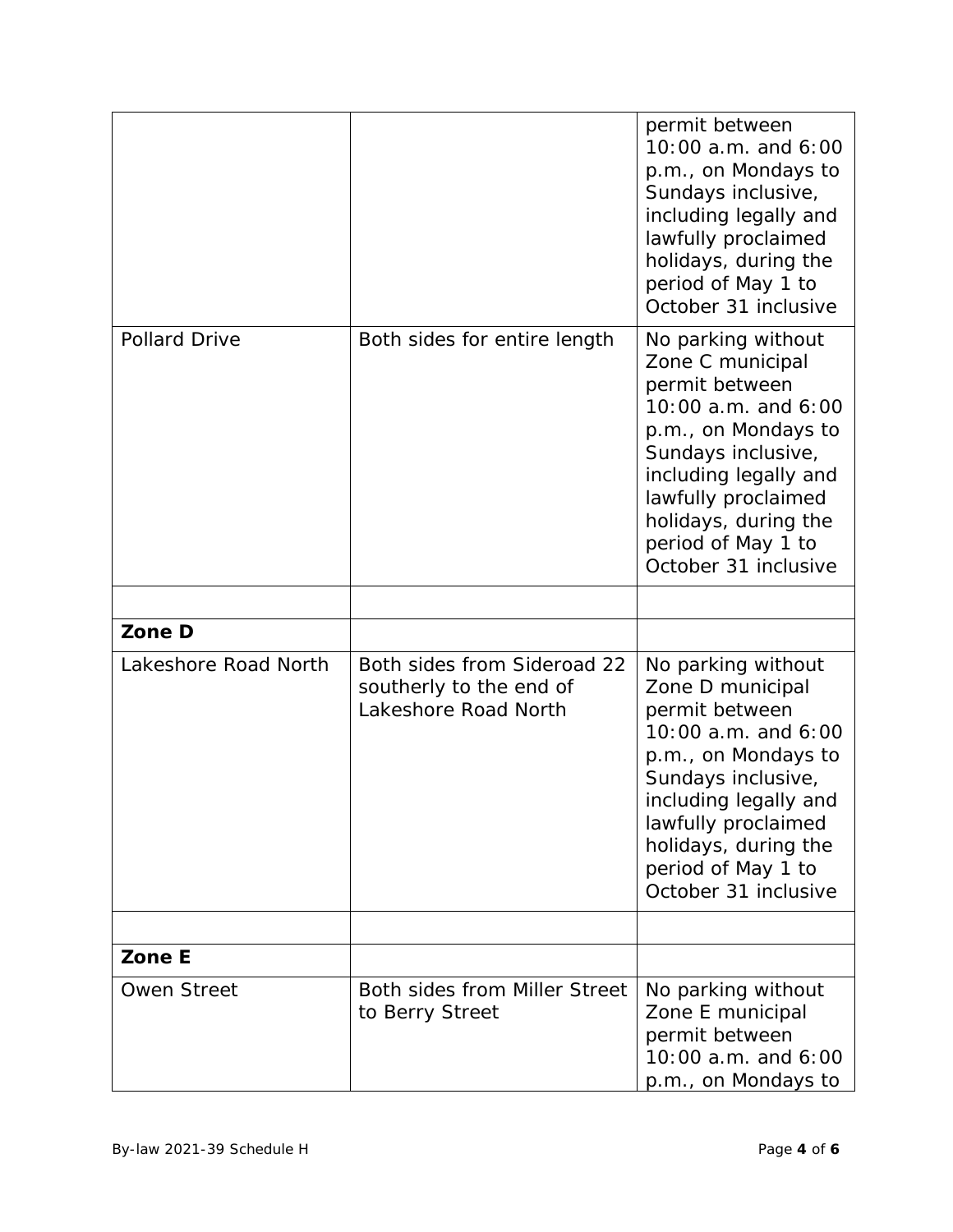| | | |
|---|---|---|
| | | permit between 10:00 a.m. and 6:00 p.m., on Mondays to Sundays inclusive, including legally and lawfully proclaimed holidays, during the period of May 1 to October 31 inclusive |
| Pollard Drive | Both sides for entire length | No parking without Zone C municipal permit between 10:00 a.m. and 6:00 p.m., on Mondays to Sundays inclusive, including legally and lawfully proclaimed holidays, during the period of May 1 to October 31 inclusive |
| | | |
| **Zone D** | | |
| Lakeshore Road North | Both sides from Sideroad 22 southerly to the end of Lakeshore Road North | No parking without Zone D municipal permit between 10:00 a.m. and 6:00 p.m., on Mondays to Sundays inclusive, including legally and lawfully proclaimed holidays, during the period of May 1 to October 31 inclusive |
| | | |
| **Zone E** | | |
| Owen Street | Both sides from Miller Street to Berry Street | No parking without Zone E municipal permit between 10:00 a.m. and 6:00 p.m., on Mondays to |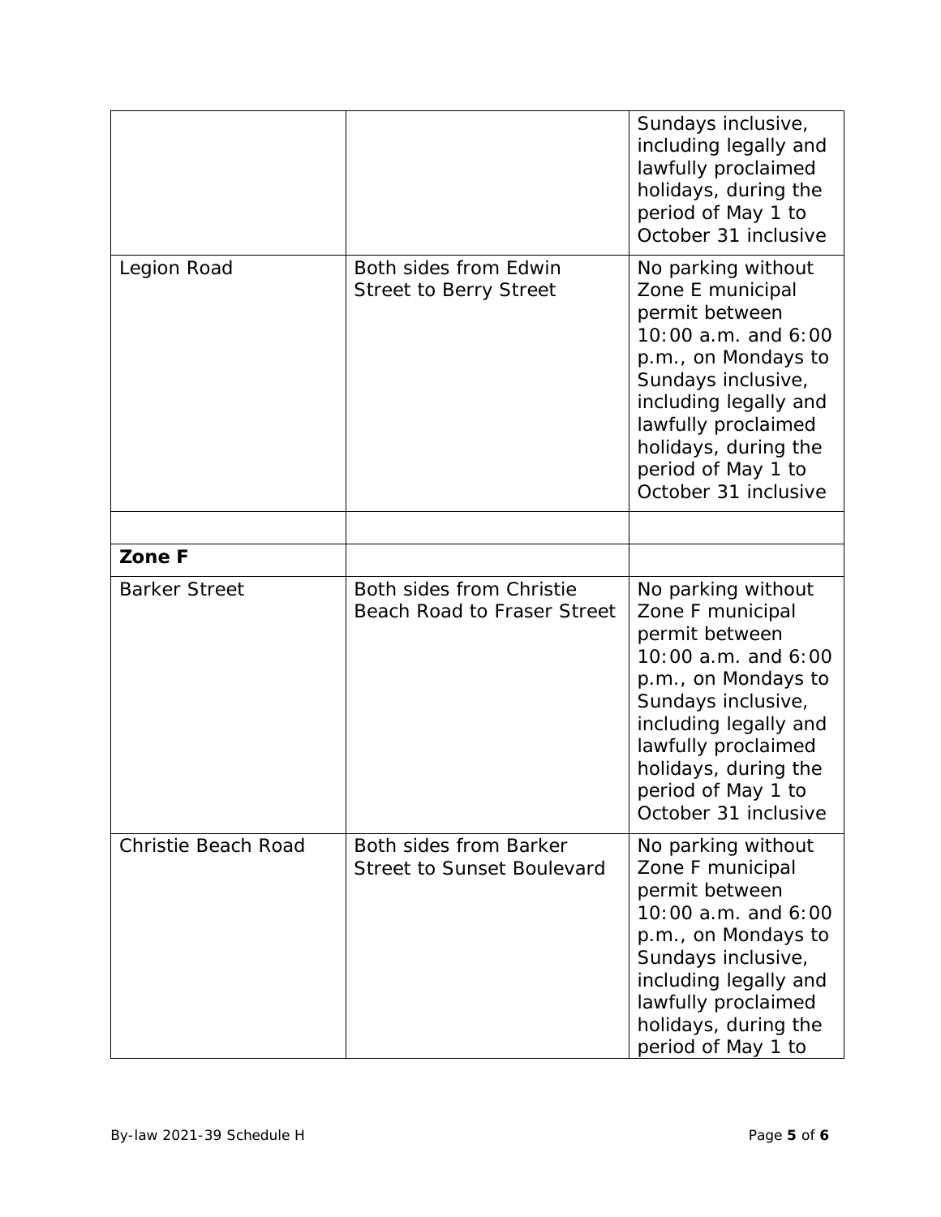| | | |
|---|---|---|
| | | Sundays inclusive, including legally and lawfully proclaimed holidays, during the period of May 1 to October 31 inclusive |
| Legion Road | Both sides from Edwin Street to Berry Street | No parking without Zone E municipal permit between 10:00 a.m. and 6:00 p.m., on Mondays to Sundays inclusive, including legally and lawfully proclaimed holidays, during the period of May 1 to October 31 inclusive |
| | | |
| **Zone F** | | |
| Barker Street | Both sides from Christie Beach Road to Fraser Street | No parking without Zone F municipal permit between 10:00 a.m. and 6:00 p.m., on Mondays to Sundays inclusive, including legally and lawfully proclaimed holidays, during the period of May 1 to October 31 inclusive |
| Christie Beach Road | Both sides from Barker Street to Sunset Boulevard | No parking without Zone F municipal permit between 10:00 a.m. and 6:00 p.m., on Mondays to Sundays inclusive, including legally and lawfully proclaimed holidays, during the period of May 1 to |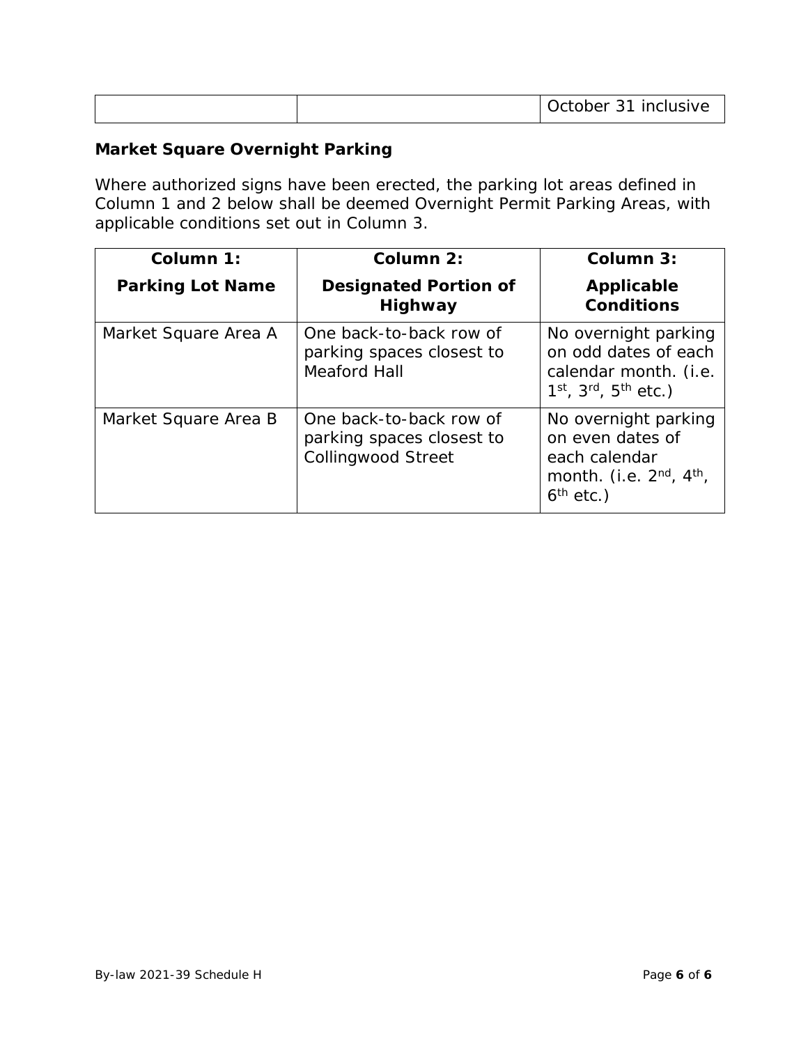| | | October 31 inclusive |
|---|---|---|

**Market Square Overnight Parking**

Where authorized signs have been erected, the parking lot areas defined in Column 1 and 2 below shall be deemed Overnight Permit Parking Areas, with applicable conditions set out in Column 3.

| Column 1: Parking Lot Name | Column 2: Designated Portion of Highway | Column 3: Applicable Conditions |
|---|---|---|
| Market Square Area A | One back-to-back row of parking spaces closest to Meaford Hall | No overnight parking on odd dates of each calendar month. (i.e. 1st, 3rd, 5th etc.) |
| Market Square Area B | One back-to-back row of parking spaces closest to Collingwood Street | No overnight parking on even dates of each calendar month. (i.e. 2nd, 4th, 6th etc.) |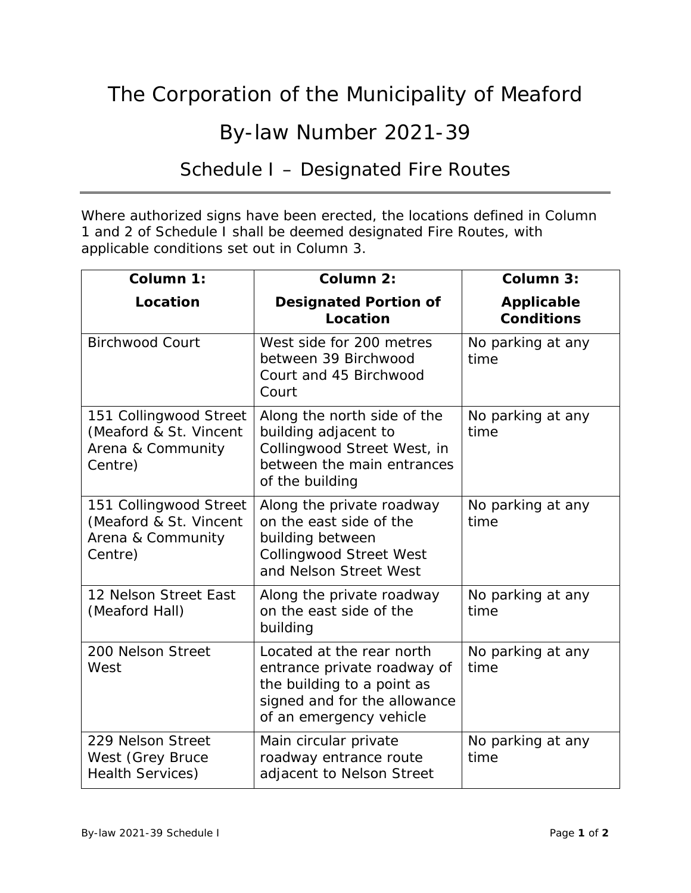# The Corporation of the Municipality of Meaford

# By-law Number 2021-39

## Schedule I – Designated Fire Routes

Where authorized signs have been erected, the locations defined in Column 1 and 2 of Schedule I shall be deemed designated Fire Routes, with applicable conditions set out in Column 3.

| Column 1: Location | Column 2: Designated Portion of Location | Column 3: Applicable Conditions |
|---|---|---|
| Birchwood Court | West side for 200 metres between 39 Birchwood Court and 45 Birchwood Court | No parking at any time |
| 151 Collingwood Street (Meaford & St. Vincent Arena & Community Centre) | Along the north side of the building adjacent to Collingwood Street West, in between the main entrances of the building | No parking at any time |
| 151 Collingwood Street (Meaford & St. Vincent Arena & Community Centre) | Along the private roadway on the east side of the building between Collingwood Street West and Nelson Street West | No parking at any time |
| 12 Nelson Street East (Meaford Hall) | Along the private roadway on the east side of the building | No parking at any time |
| 200 Nelson Street West | Located at the rear north entrance private roadway of the building to a point as signed and for the allowance of an emergency vehicle | No parking at any time |
| 229 Nelson Street West (Grey Bruce Health Services) | Main circular private roadway entrance route adjacent to Nelson Street | No parking at any time |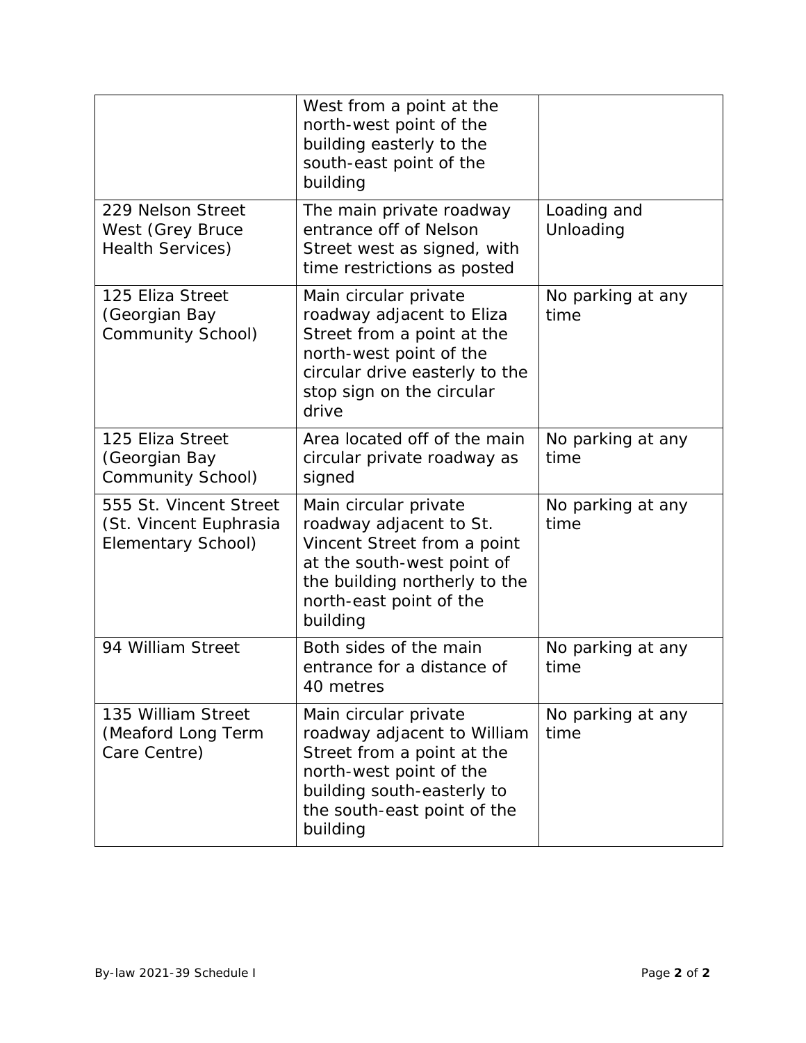| | | |
|---|---|---|
| | West from a point at the north-west point of the building easterly to the south-east point of the building | |
| 229 Nelson Street West (Grey Bruce Health Services) | The main private roadway entrance off of Nelson Street west as signed, with time restrictions as posted | Loading and Unloading |
| 125 Eliza Street (Georgian Bay Community School) | Main circular private roadway adjacent to Eliza Street from a point at the north-west point of the circular drive easterly to the stop sign on the circular drive | No parking at any time |
| 125 Eliza Street (Georgian Bay Community School) | Area located off of the main circular private roadway as signed | No parking at any time |
| 555 St. Vincent Street (St. Vincent Euphrasia Elementary School) | Main circular private roadway adjacent to St. Vincent Street from a point at the south-west point of the building northerly to the north-east point of the building | No parking at any time |
| 94 William Street | Both sides of the main entrance for a distance of 40 metres | No parking at any time |
| 135 William Street (Meaford Long Term Care Centre) | Main circular private roadway adjacent to William Street from a point at the north-west point of the building south-easterly to the south-east point of the building | No parking at any time |